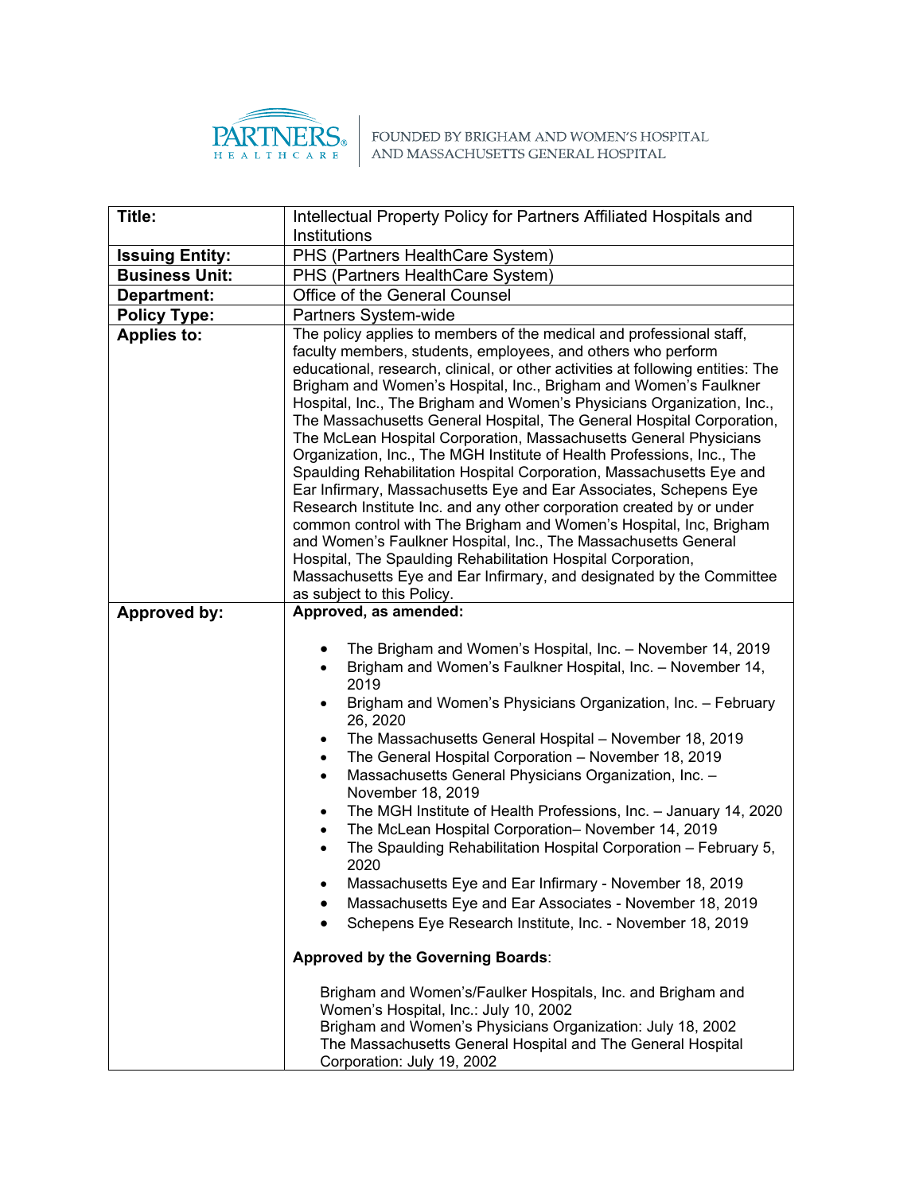PARTNERS HEALTHCARE | FOUNDED BY BRIGHAM AND WOMEN'S HOSPITAL AND MASSACHUSETTS GENERAL HOSPITAL

| **Title:** | Intellectual Property Policy for Partners Affiliated Hospitals and Institutions |
|---|---|
| **Issuing Entity:** | PHS (Partners HealthCare System) |
| **Business Unit:** | PHS (Partners HealthCare System) |
| **Department:** | Office of the General Counsel |
| **Policy Type:** | Partners System-wide |
| **Applies to:** | The policy applies to members of the medical and professional staff, faculty members, students, employees, and others who perform educational, research, clinical, or other activities at following entities: The Brigham and Women's Hospital, Inc., Brigham and Women's Faulkner Hospital, Inc., The Brigham and Women's Physicians Organization, Inc., The Massachusetts General Hospital, The General Hospital Corporation, The McLean Hospital Corporation, Massachusetts General Physicians Organization, Inc., The MGH Institute of Health Professions, Inc., The Spaulding Rehabilitation Hospital Corporation, Massachusetts Eye and Ear Infirmary, Massachusetts Eye and Ear Associates, Schepens Eye Research Institute Inc. and any other corporation created by or under common control with The Brigham and Women's Hospital, Inc, Brigham and Women's Faulkner Hospital, Inc., The Massachusetts General Hospital, The Spaulding Rehabilitation Hospital Corporation, Massachusetts Eye and Ear Infirmary, and designated by the Committee as subject to this Policy. |
| **Approved by:** | **Approved, as amended:**<br><br>• The Brigham and Women's Hospital, Inc. – November 14, 2019<br>• Brigham and Women's Faulkner Hospital, Inc. – November 14, 2019<br>• Brigham and Women's Physicians Organization, Inc. – February 26, 2020<br>• The Massachusetts General Hospital – November 18, 2019<br>• The General Hospital Corporation – November 18, 2019<br>• Massachusetts General Physicians Organization, Inc. – November 18, 2019<br>• The MGH Institute of Health Professions, Inc. – January 14, 2020<br>• The McLean Hospital Corporation– November 14, 2019<br>• The Spaulding Rehabilitation Hospital Corporation – February 5, 2020<br>• Massachusetts Eye and Ear Infirmary - November 18, 2019<br>• Massachusetts Eye and Ear Associates - November 18, 2019<br>• Schepens Eye Research Institute, Inc. - November 18, 2019<br><br>**Approved by the Governing Boards**:<br><br>Brigham and Women's/Faulker Hospitals, Inc. and Brigham and Women's Hospital, Inc.: July 10, 2002<br>Brigham and Women's Physicians Organization: July 18, 2002<br>The Massachusetts General Hospital and The General Hospital Corporation: July 19, 2002 |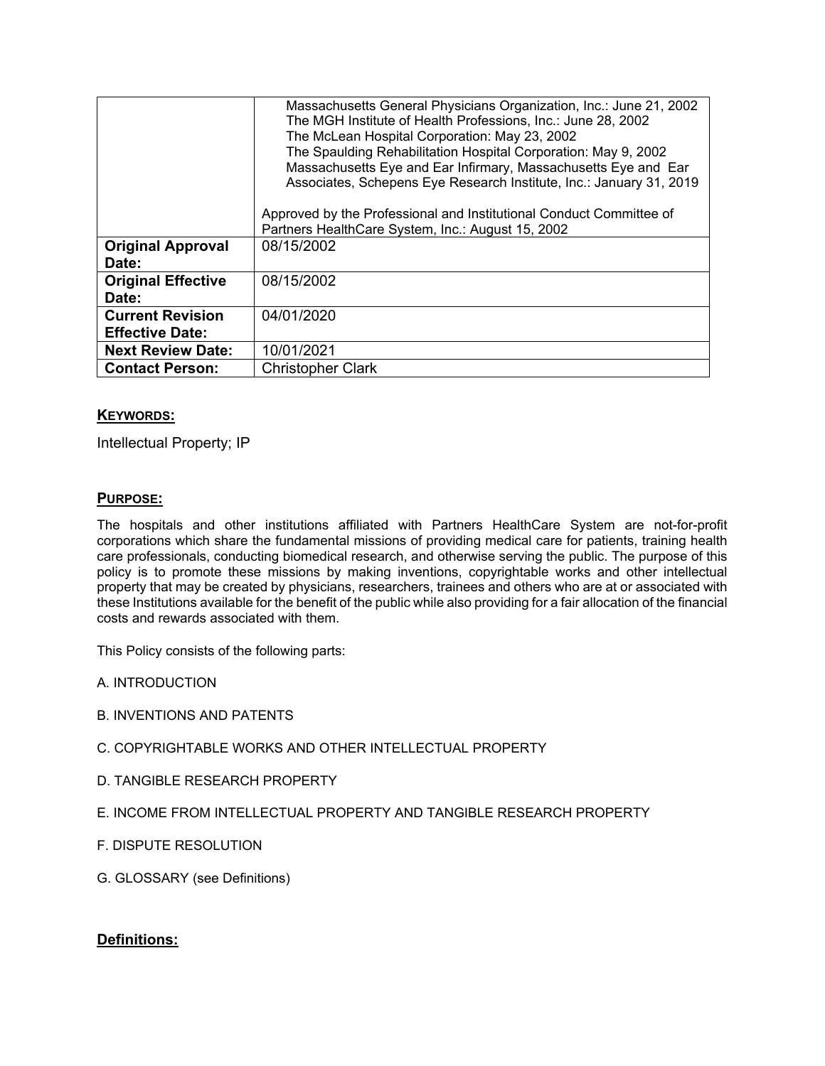| | |
|---|---|
| | Massachusetts General Physicians Organization, Inc.: June 21, 2002<br>The MGH Institute of Health Professions, Inc.: June 28, 2002<br>The McLean Hospital Corporation: May 23, 2002<br>The Spaulding Rehabilitation Hospital Corporation: May 9, 2002<br>Massachusetts Eye and Ear Infirmary, Massachusetts Eye and Ear Associates, Schepens Eye Research Institute, Inc.: January 31, 2019<br><br>Approved by the Professional and Institutional Conduct Committee of Partners HealthCare System, Inc.: August 15, 2002 |
| **Original Approval Date:** | 08/15/2002 |
| **Original Effective Date:** | 08/15/2002 |
| **Current Revision Effective Date:** | 04/01/2020 |
| **Next Review Date:** | 10/01/2021 |
| **Contact Person:** | Christopher Clark |

## KEYWORDS:

Intellectual Property; IP

## PURPOSE:

The hospitals and other institutions affiliated with Partners HealthCare System are not-for-profit corporations which share the fundamental missions of providing medical care for patients, training health care professionals, conducting biomedical research, and otherwise serving the public. The purpose of this policy is to promote these missions by making inventions, copyrightable works and other intellectual property that may be created by physicians, researchers, trainees and others who are at or associated with these Institutions available for the benefit of the public while also providing for a fair allocation of the financial costs and rewards associated with them.

This Policy consists of the following parts:

A. INTRODUCTION

B. INVENTIONS AND PATENTS

C. COPYRIGHTABLE WORKS AND OTHER INTELLECTUAL PROPERTY

D. TANGIBLE RESEARCH PROPERTY

E. INCOME FROM INTELLECTUAL PROPERTY AND TANGIBLE RESEARCH PROPERTY

F. DISPUTE RESOLUTION

G. GLOSSARY (see Definitions)

## Definitions: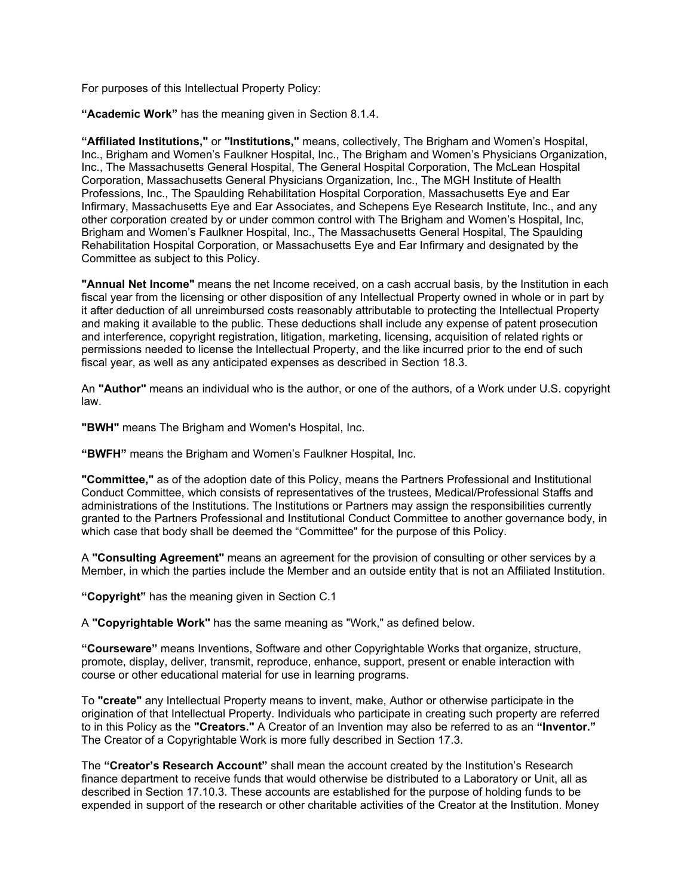For purposes of this Intellectual Property Policy:

**"Academic Work"** has the meaning given in Section 8.1.4.

**"Affiliated Institutions,"** or **"Institutions,"** means, collectively, The Brigham and Women's Hospital, Inc., Brigham and Women's Faulkner Hospital, Inc., The Brigham and Women's Physicians Organization, Inc., The Massachusetts General Hospital, The General Hospital Corporation, The McLean Hospital Corporation, Massachusetts General Physicians Organization, Inc., The MGH Institute of Health Professions, Inc., The Spaulding Rehabilitation Hospital Corporation, Massachusetts Eye and Ear Infirmary, Massachusetts Eye and Ear Associates, and Schepens Eye Research Institute, Inc., and any other corporation created by or under common control with The Brigham and Women's Hospital, Inc, Brigham and Women's Faulkner Hospital, Inc., The Massachusetts General Hospital, The Spaulding Rehabilitation Hospital Corporation, or Massachusetts Eye and Ear Infirmary and designated by the Committee as subject to this Policy.

**"Annual Net Income"** means the net Income received, on a cash accrual basis, by the Institution in each fiscal year from the licensing or other disposition of any Intellectual Property owned in whole or in part by it after deduction of all unreimbursed costs reasonably attributable to protecting the Intellectual Property and making it available to the public. These deductions shall include any expense of patent prosecution and interference, copyright registration, litigation, marketing, licensing, acquisition of related rights or permissions needed to license the Intellectual Property, and the like incurred prior to the end of such fiscal year, as well as any anticipated expenses as described in Section 18.3.

An **"Author"** means an individual who is the author, or one of the authors, of a Work under U.S. copyright law.

**"BWH"** means The Brigham and Women's Hospital, Inc.

**"BWFH"** means the Brigham and Women's Faulkner Hospital, Inc.

**"Committee,"** as of the adoption date of this Policy, means the Partners Professional and Institutional Conduct Committee, which consists of representatives of the trustees, Medical/Professional Staffs and administrations of the Institutions. The Institutions or Partners may assign the responsibilities currently granted to the Partners Professional and Institutional Conduct Committee to another governance body, in which case that body shall be deemed the "Committee" for the purpose of this Policy.

A **"Consulting Agreement"** means an agreement for the provision of consulting or other services by a Member, in which the parties include the Member and an outside entity that is not an Affiliated Institution.

**"Copyright"** has the meaning given in Section C.1

A **"Copyrightable Work"** has the same meaning as "Work," as defined below.

**"Courseware"** means Inventions, Software and other Copyrightable Works that organize, structure, promote, display, deliver, transmit, reproduce, enhance, support, present or enable interaction with course or other educational material for use in learning programs.

To **"create"** any Intellectual Property means to invent, make, Author or otherwise participate in the origination of that Intellectual Property. Individuals who participate in creating such property are referred to in this Policy as the **"Creators."** A Creator of an Invention may also be referred to as an **"Inventor."** The Creator of a Copyrightable Work is more fully described in Section 17.3.

The **"Creator's Research Account"** shall mean the account created by the Institution's Research finance department to receive funds that would otherwise be distributed to a Laboratory or Unit, all as described in Section 17.10.3. These accounts are established for the purpose of holding funds to be expended in support of the research or other charitable activities of the Creator at the Institution. Money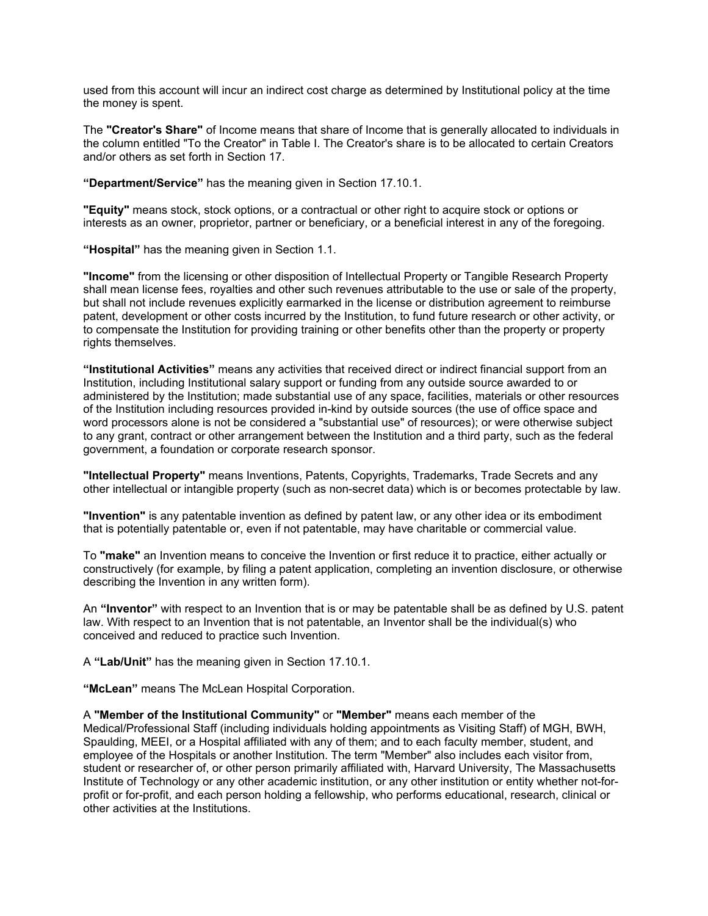used from this account will incur an indirect cost charge as determined by Institutional policy at the time the money is spent.

The **"Creator's Share"** of Income means that share of Income that is generally allocated to individuals in the column entitled "To the Creator" in Table I. The Creator's share is to be allocated to certain Creators and/or others as set forth in Section 17.

**"Department/Service"** has the meaning given in Section 17.10.1.

**"Equity"** means stock, stock options, or a contractual or other right to acquire stock or options or interests as an owner, proprietor, partner or beneficiary, or a beneficial interest in any of the foregoing.

**"Hospital"** has the meaning given in Section 1.1.

**"Income"** from the licensing or other disposition of Intellectual Property or Tangible Research Property shall mean license fees, royalties and other such revenues attributable to the use or sale of the property, but shall not include revenues explicitly earmarked in the license or distribution agreement to reimburse patent, development or other costs incurred by the Institution, to fund future research or other activity, or to compensate the Institution for providing training or other benefits other than the property or property rights themselves.

**"Institutional Activities"** means any activities that received direct or indirect financial support from an Institution, including Institutional salary support or funding from any outside source awarded to or administered by the Institution; made substantial use of any space, facilities, materials or other resources of the Institution including resources provided in-kind by outside sources (the use of office space and word processors alone is not be considered a "substantial use" of resources); or were otherwise subject to any grant, contract or other arrangement between the Institution and a third party, such as the federal government, a foundation or corporate research sponsor.

**"Intellectual Property"** means Inventions, Patents, Copyrights, Trademarks, Trade Secrets and any other intellectual or intangible property (such as non-secret data) which is or becomes protectable by law.

**"Invention"** is any patentable invention as defined by patent law, or any other idea or its embodiment that is potentially patentable or, even if not patentable, may have charitable or commercial value.

To **"make"** an Invention means to conceive the Invention or first reduce it to practice, either actually or constructively (for example, by filing a patent application, completing an invention disclosure, or otherwise describing the Invention in any written form).

An **"Inventor"** with respect to an Invention that is or may be patentable shall be as defined by U.S. patent law. With respect to an Invention that is not patentable, an Inventor shall be the individual(s) who conceived and reduced to practice such Invention.

A **"Lab/Unit"** has the meaning given in Section 17.10.1.

**"McLean"** means The McLean Hospital Corporation.

A **"Member of the Institutional Community"** or **"Member"** means each member of the Medical/Professional Staff (including individuals holding appointments as Visiting Staff) of MGH, BWH, Spaulding, MEEI, or a Hospital affiliated with any of them; and to each faculty member, student, and employee of the Hospitals or another Institution. The term "Member" also includes each visitor from, student or researcher of, or other person primarily affiliated with, Harvard University, The Massachusetts Institute of Technology or any other academic institution, or any other institution or entity whether not-for-profit or for-profit, and each person holding a fellowship, who performs educational, research, clinical or other activities at the Institutions.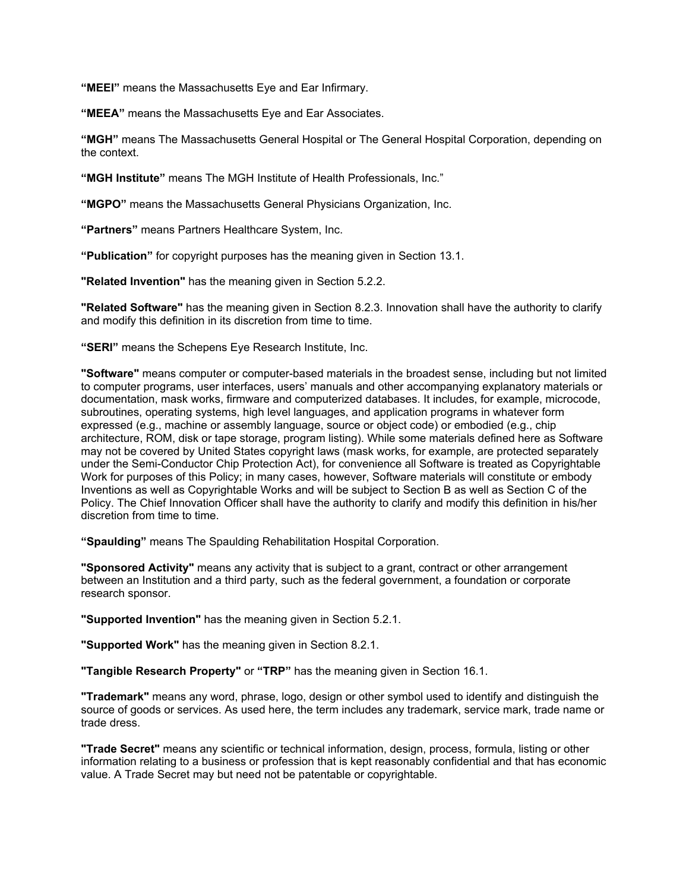**"MEEI"** means the Massachusetts Eye and Ear Infirmary.

**"MEEA"** means the Massachusetts Eye and Ear Associates.

**"MGH"** means The Massachusetts General Hospital or The General Hospital Corporation, depending on the context.

**"MGH Institute"** means The MGH Institute of Health Professionals, Inc."

**"MGPO"** means the Massachusetts General Physicians Organization, Inc.

**"Partners"** means Partners Healthcare System, Inc.

**"Publication"** for copyright purposes has the meaning given in Section 13.1.

**"Related Invention"** has the meaning given in Section 5.2.2.

**"Related Software"** has the meaning given in Section 8.2.3. Innovation shall have the authority to clarify and modify this definition in its discretion from time to time.

**"SERI"** means the Schepens Eye Research Institute, Inc.

**"Software"** means computer or computer-based materials in the broadest sense, including but not limited to computer programs, user interfaces, users' manuals and other accompanying explanatory materials or documentation, mask works, firmware and computerized databases. It includes, for example, microcode, subroutines, operating systems, high level languages, and application programs in whatever form expressed (e.g., machine or assembly language, source or object code) or embodied (e.g., chip architecture, ROM, disk or tape storage, program listing). While some materials defined here as Software may not be covered by United States copyright laws (mask works, for example, are protected separately under the Semi-Conductor Chip Protection Act), for convenience all Software is treated as Copyrightable Work for purposes of this Policy; in many cases, however, Software materials will constitute or embody Inventions as well as Copyrightable Works and will be subject to Section B as well as Section C of the Policy. The Chief Innovation Officer shall have the authority to clarify and modify this definition in his/her discretion from time to time.

**"Spaulding"** means The Spaulding Rehabilitation Hospital Corporation.

**"Sponsored Activity"** means any activity that is subject to a grant, contract or other arrangement between an Institution and a third party, such as the federal government, a foundation or corporate research sponsor.

**"Supported Invention"** has the meaning given in Section 5.2.1.

**"Supported Work"** has the meaning given in Section 8.2.1.

**"Tangible Research Property"** or **"TRP"** has the meaning given in Section 16.1.

**"Trademark"** means any word, phrase, logo, design or other symbol used to identify and distinguish the source of goods or services. As used here, the term includes any trademark, service mark, trade name or trade dress.

**"Trade Secret"** means any scientific or technical information, design, process, formula, listing or other information relating to a business or profession that is kept reasonably confidential and that has economic value. A Trade Secret may but need not be patentable or copyrightable.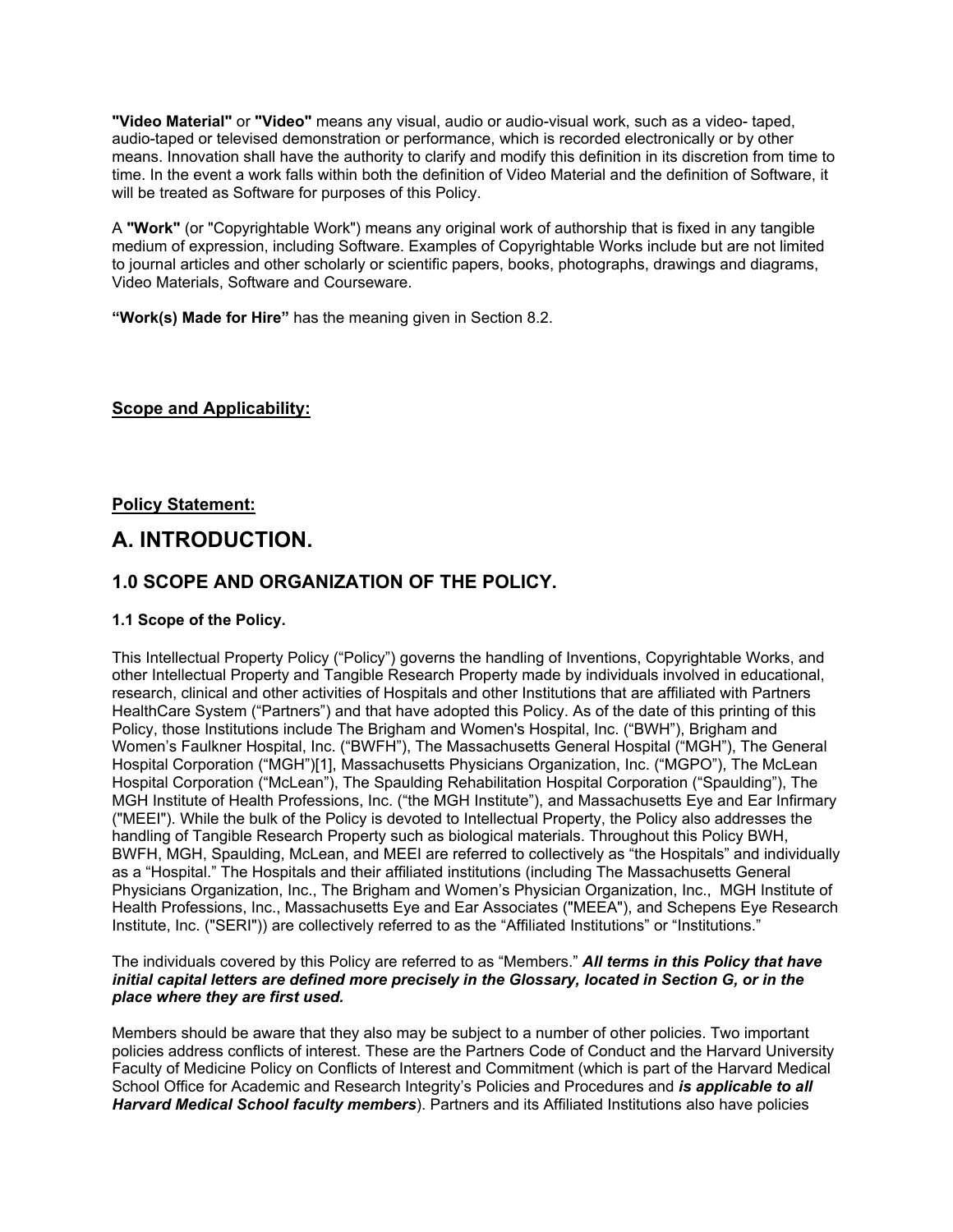**"Video Material"** or **"Video"** means any visual, audio or audio-visual work, such as a video- taped, audio-taped or televised demonstration or performance, which is recorded electronically or by other means. Innovation shall have the authority to clarify and modify this definition in its discretion from time to time. In the event a work falls within both the definition of Video Material and the definition of Software, it will be treated as Software for purposes of this Policy.

A **"Work"** (or "Copyrightable Work") means any original work of authorship that is fixed in any tangible medium of expression, including Software. Examples of Copyrightable Works include but are not limited to journal articles and other scholarly or scientific papers, books, photographs, drawings and diagrams, Video Materials, Software and Courseware.

**"Work(s) Made for Hire"** has the meaning given in Section 8.2.

**Scope and Applicability:**

**Policy Statement:**

# A. INTRODUCTION.

## 1.0 SCOPE AND ORGANIZATION OF THE POLICY.

### 1.1 Scope of the Policy.

This Intellectual Property Policy ("Policy") governs the handling of Inventions, Copyrightable Works, and other Intellectual Property and Tangible Research Property made by individuals involved in educational, research, clinical and other activities of Hospitals and other Institutions that are affiliated with Partners HealthCare System ("Partners") and that have adopted this Policy. As of the date of this printing of this Policy, those Institutions include The Brigham and Women's Hospital, Inc. ("BWH"), Brigham and Women's Faulkner Hospital, Inc. ("BWFH"), The Massachusetts General Hospital ("MGH"), The General Hospital Corporation ("MGH")[1], Massachusetts Physicians Organization, Inc. ("MGPO"), The McLean Hospital Corporation ("McLean"), The Spaulding Rehabilitation Hospital Corporation ("Spaulding"), The MGH Institute of Health Professions, Inc. ("the MGH Institute"), and Massachusetts Eye and Ear Infirmary ("MEEI"). While the bulk of the Policy is devoted to Intellectual Property, the Policy also addresses the handling of Tangible Research Property such as biological materials. Throughout this Policy BWH, BWFH, MGH, Spaulding, McLean, and MEEI are referred to collectively as "the Hospitals" and individually as a "Hospital." The Hospitals and their affiliated institutions (including The Massachusetts General Physicians Organization, Inc., The Brigham and Women's Physician Organization, Inc., MGH Institute of Health Professions, Inc., Massachusetts Eye and Ear Associates ("MEEA"), and Schepens Eye Research Institute, Inc. ("SERI")) are collectively referred to as the "Affiliated Institutions" or "Institutions."

The individuals covered by this Policy are referred to as "Members." ***All terms in this Policy that have initial capital letters are defined more precisely in the Glossary, located in Section G, or in the place where they are first used.***

Members should be aware that they also may be subject to a number of other policies. Two important policies address conflicts of interest. These are the Partners Code of Conduct and the Harvard University Faculty of Medicine Policy on Conflicts of Interest and Commitment (which is part of the Harvard Medical School Office for Academic and Research Integrity's Policies and Procedures and ***is applicable to all Harvard Medical School faculty members***). Partners and its Affiliated Institutions also have policies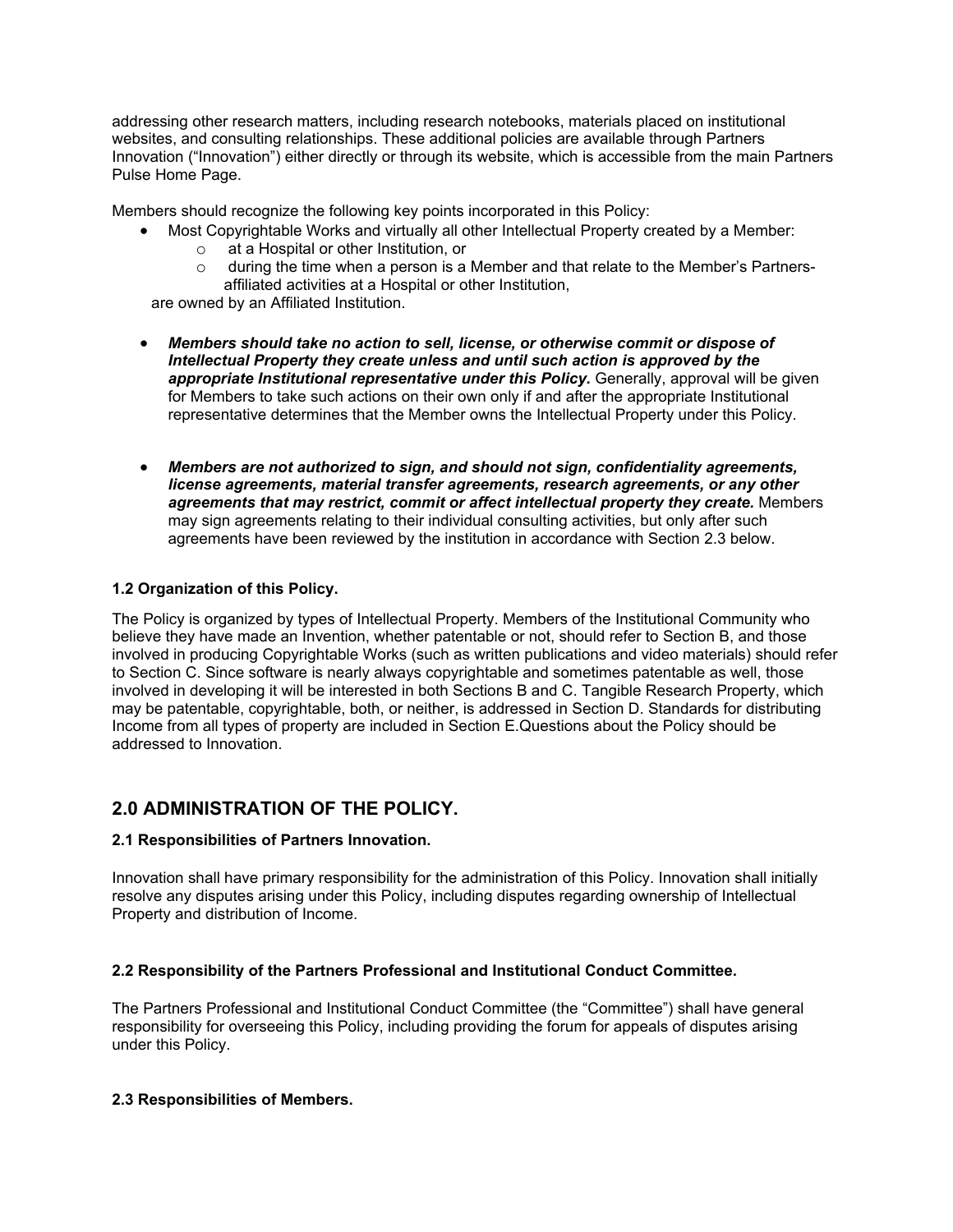addressing other research matters, including research notebooks, materials placed on institutional websites, and consulting relationships. These additional policies are available through Partners Innovation ("Innovation") either directly or through its website, which is accessible from the main Partners Pulse Home Page.

Members should recognize the following key points incorporated in this Policy:

- Most Copyrightable Works and virtually all other Intellectual Property created by a Member:
  - at a Hospital or other Institution, or
  - during the time when a person is a Member and that relate to the Member's Partners-affiliated activities at a Hospital or other Institution,

  are owned by an Affiliated Institution.

- ***Members should take no action to sell, license, or otherwise commit or dispose of Intellectual Property they create unless and until such action is approved by the appropriate Institutional representative under this Policy.*** Generally, approval will be given for Members to take such actions on their own only if and after the appropriate Institutional representative determines that the Member owns the Intellectual Property under this Policy.

- ***Members are not authorized to sign, and should not sign, confidentiality agreements, license agreements, material transfer agreements, research agreements, or any other agreements that may restrict, commit or affect intellectual property they create.*** Members may sign agreements relating to their individual consulting activities, but only after such agreements have been reviewed by the institution in accordance with Section 2.3 below.

### 1.2 Organization of this Policy.

The Policy is organized by types of Intellectual Property. Members of the Institutional Community who believe they have made an Invention, whether patentable or not, should refer to Section B, and those involved in producing Copyrightable Works (such as written publications and video materials) should refer to Section C. Since software is nearly always copyrightable and sometimes patentable as well, those involved in developing it will be interested in both Sections B and C. Tangible Research Property, which may be patentable, copyrightable, both, or neither, is addressed in Section D. Standards for distributing Income from all types of property are included in Section E.Questions about the Policy should be addressed to Innovation.

## 2.0 ADMINISTRATION OF THE POLICY.

### 2.1 Responsibilities of Partners Innovation.

Innovation shall have primary responsibility for the administration of this Policy. Innovation shall initially resolve any disputes arising under this Policy, including disputes regarding ownership of Intellectual Property and distribution of Income.

### 2.2 Responsibility of the Partners Professional and Institutional Conduct Committee.

The Partners Professional and Institutional Conduct Committee (the "Committee") shall have general responsibility for overseeing this Policy, including providing the forum for appeals of disputes arising under this Policy.

### 2.3 Responsibilities of Members.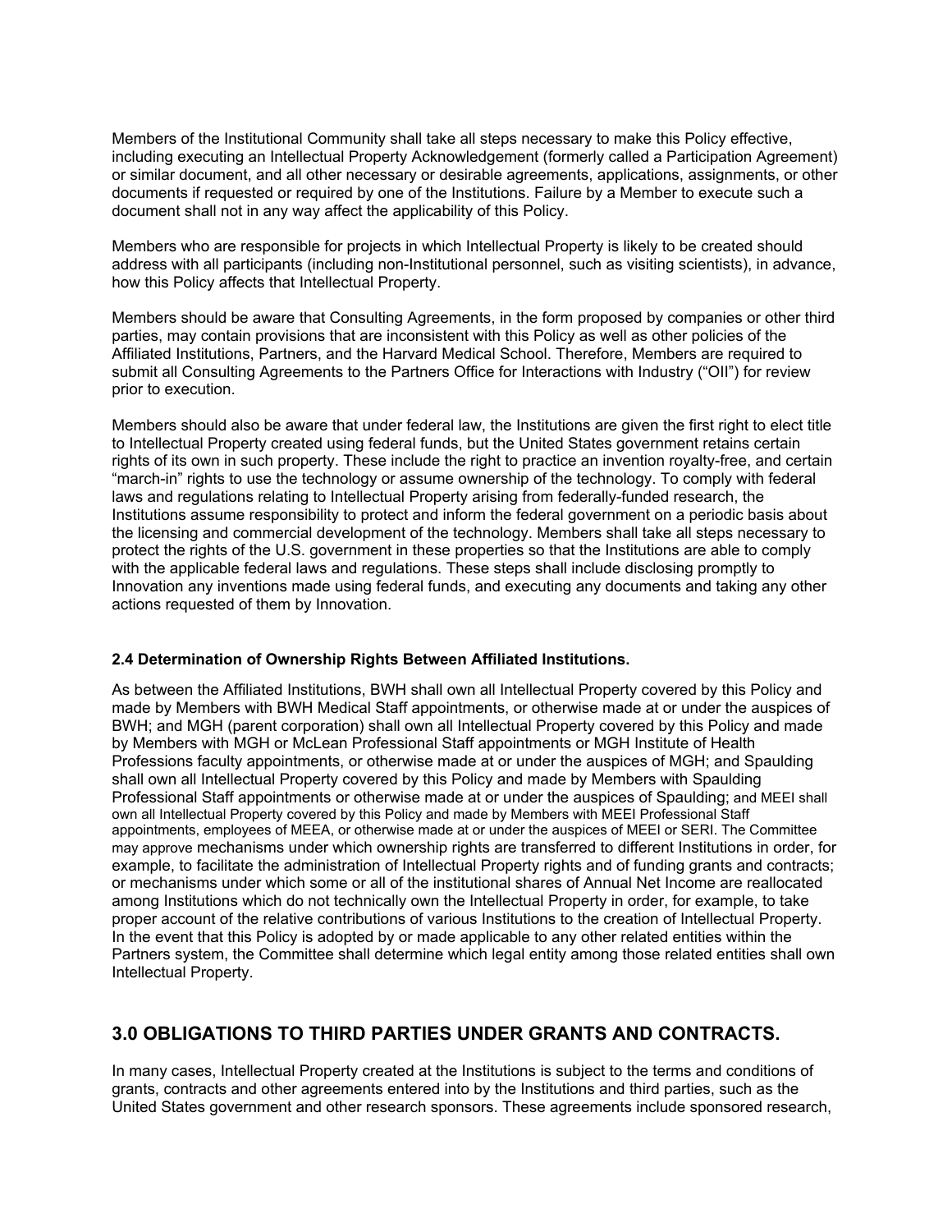Members of the Institutional Community shall take all steps necessary to make this Policy effective, including executing an Intellectual Property Acknowledgement (formerly called a Participation Agreement) or similar document, and all other necessary or desirable agreements, applications, assignments, or other documents if requested or required by one of the Institutions. Failure by a Member to execute such a document shall not in any way affect the applicability of this Policy.

Members who are responsible for projects in which Intellectual Property is likely to be created should address with all participants (including non-Institutional personnel, such as visiting scientists), in advance, how this Policy affects that Intellectual Property.

Members should be aware that Consulting Agreements, in the form proposed by companies or other third parties, may contain provisions that are inconsistent with this Policy as well as other policies of the Affiliated Institutions, Partners, and the Harvard Medical School. Therefore, Members are required to submit all Consulting Agreements to the Partners Office for Interactions with Industry ("OII") for review prior to execution.

Members should also be aware that under federal law, the Institutions are given the first right to elect title to Intellectual Property created using federal funds, but the United States government retains certain rights of its own in such property. These include the right to practice an invention royalty-free, and certain "march-in" rights to use the technology or assume ownership of the technology. To comply with federal laws and regulations relating to Intellectual Property arising from federally-funded research, the Institutions assume responsibility to protect and inform the federal government on a periodic basis about the licensing and commercial development of the technology. Members shall take all steps necessary to protect the rights of the U.S. government in these properties so that the Institutions are able to comply with the applicable federal laws and regulations. These steps shall include disclosing promptly to Innovation any inventions made using federal funds, and executing any documents and taking any other actions requested of them by Innovation.

**2.4 Determination of Ownership Rights Between Affiliated Institutions.**

As between the Affiliated Institutions, BWH shall own all Intellectual Property covered by this Policy and made by Members with BWH Medical Staff appointments, or otherwise made at or under the auspices of BWH; and MGH (parent corporation) shall own all Intellectual Property covered by this Policy and made by Members with MGH or McLean Professional Staff appointments or MGH Institute of Health Professions faculty appointments, or otherwise made at or under the auspices of MGH; and Spaulding shall own all Intellectual Property covered by this Policy and made by Members with Spaulding Professional Staff appointments or otherwise made at or under the auspices of Spaulding; and MEEI shall own all Intellectual Property covered by this Policy and made by Members with MEEI Professional Staff appointments, employees of MEEA, or otherwise made at or under the auspices of MEEI or SERI. The Committee may approve mechanisms under which ownership rights are transferred to different Institutions in order, for example, to facilitate the administration of Intellectual Property rights and of funding grants and contracts; or mechanisms under which some or all of the institutional shares of Annual Net Income are reallocated among Institutions which do not technically own the Intellectual Property in order, for example, to take proper account of the relative contributions of various Institutions to the creation of Intellectual Property. In the event that this Policy is adopted by or made applicable to any other related entities within the Partners system, the Committee shall determine which legal entity among those related entities shall own Intellectual Property.

## 3.0 OBLIGATIONS TO THIRD PARTIES UNDER GRANTS AND CONTRACTS.

In many cases, Intellectual Property created at the Institutions is subject to the terms and conditions of grants, contracts and other agreements entered into by the Institutions and third parties, such as the United States government and other research sponsors. These agreements include sponsored research,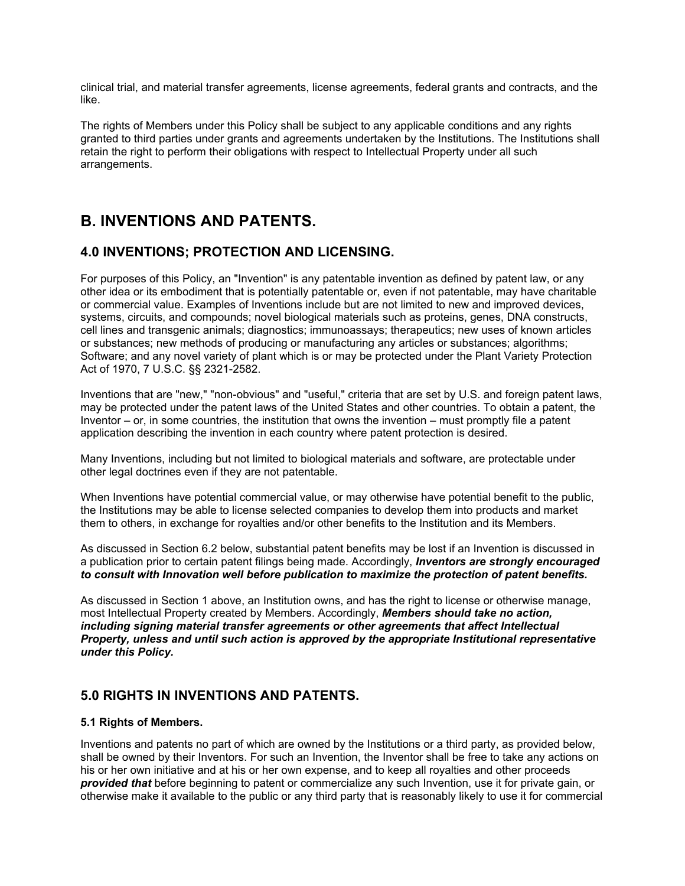clinical trial, and material transfer agreements, license agreements, federal grants and contracts, and the like.

The rights of Members under this Policy shall be subject to any applicable conditions and any rights granted to third parties under grants and agreements undertaken by the Institutions. The Institutions shall retain the right to perform their obligations with respect to Intellectual Property under all such arrangements.

## B. INVENTIONS AND PATENTS.

### 4.0 INVENTIONS; PROTECTION AND LICENSING.

For purposes of this Policy, an "Invention" is any patentable invention as defined by patent law, or any other idea or its embodiment that is potentially patentable or, even if not patentable, may have charitable or commercial value. Examples of Inventions include but are not limited to new and improved devices, systems, circuits, and compounds; novel biological materials such as proteins, genes, DNA constructs, cell lines and transgenic animals; diagnostics; immunoassays; therapeutics; new uses of known articles or substances; new methods of producing or manufacturing any articles or substances; algorithms; Software; and any novel variety of plant which is or may be protected under the Plant Variety Protection Act of 1970, 7 U.S.C. §§ 2321-2582.

Inventions that are "new," "non-obvious" and "useful," criteria that are set by U.S. and foreign patent laws, may be protected under the patent laws of the United States and other countries. To obtain a patent, the Inventor – or, in some countries, the institution that owns the invention – must promptly file a patent application describing the invention in each country where patent protection is desired.

Many Inventions, including but not limited to biological materials and software, are protectable under other legal doctrines even if they are not patentable.

When Inventions have potential commercial value, or may otherwise have potential benefit to the public, the Institutions may be able to license selected companies to develop them into products and market them to others, in exchange for royalties and/or other benefits to the Institution and its Members.

As discussed in Section 6.2 below, substantial patent benefits may be lost if an Invention is discussed in a publication prior to certain patent filings being made. Accordingly, ***Inventors are strongly encouraged to consult with Innovation well before publication to maximize the protection of patent benefits.***

As discussed in Section 1 above, an Institution owns, and has the right to license or otherwise manage, most Intellectual Property created by Members. Accordingly, ***Members should take no action, including signing material transfer agreements or other agreements that affect Intellectual Property, unless and until such action is approved by the appropriate Institutional representative under this Policy.***

### 5.0 RIGHTS IN INVENTIONS AND PATENTS.

#### 5.1 Rights of Members.

Inventions and patents no part of which are owned by the Institutions or a third party, as provided below, shall be owned by their Inventors. For such an Invention, the Inventor shall be free to take any actions on his or her own initiative and at his or her own expense, and to keep all royalties and other proceeds ***provided that*** before beginning to patent or commercialize any such Invention, use it for private gain, or otherwise make it available to the public or any third party that is reasonably likely to use it for commercial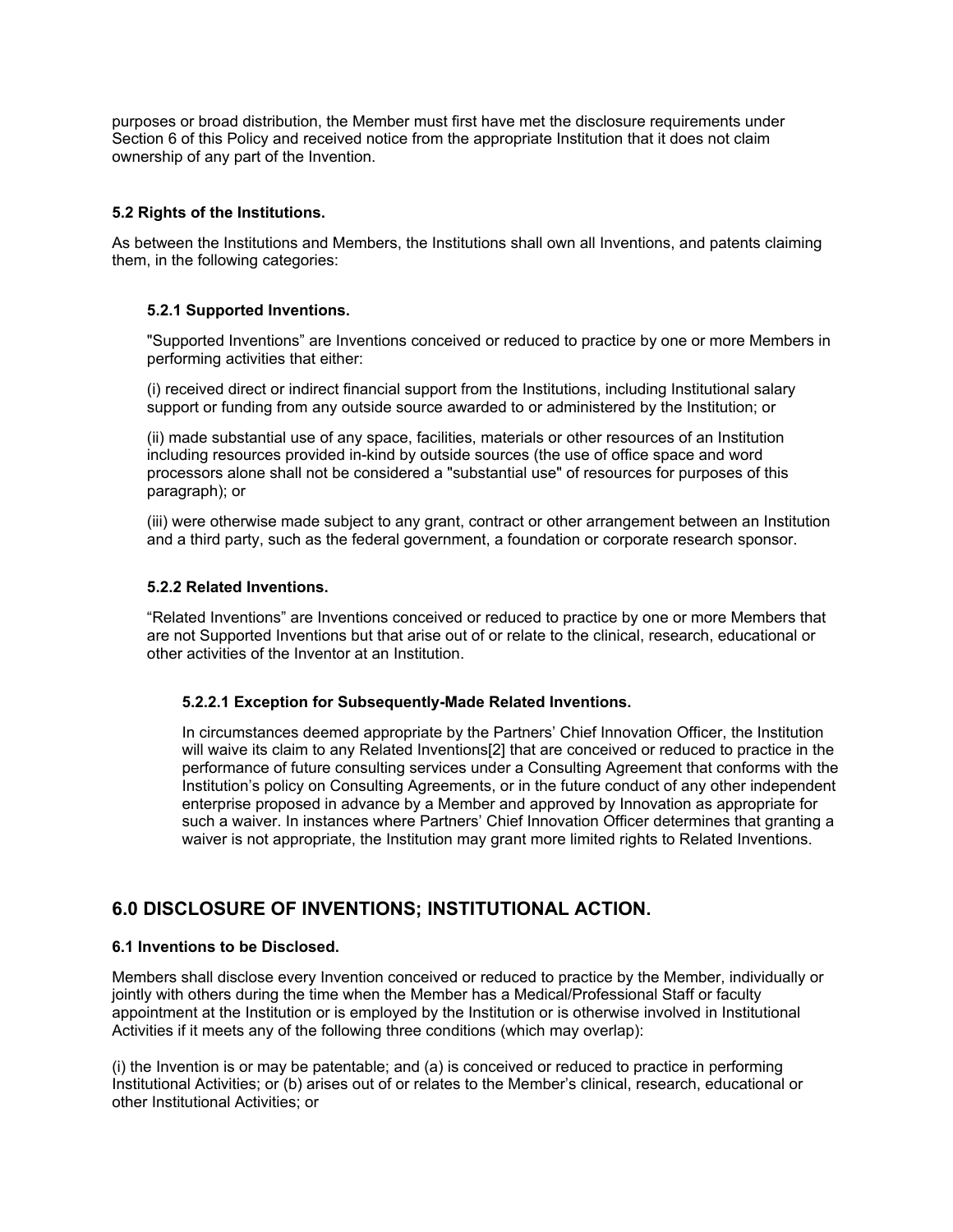purposes or broad distribution, the Member must first have met the disclosure requirements under Section 6 of this Policy and received notice from the appropriate Institution that it does not claim ownership of any part of the Invention.

### 5.2 Rights of the Institutions.

As between the Institutions and Members, the Institutions shall own all Inventions, and patents claiming them, in the following categories:

#### 5.2.1 Supported Inventions.

"Supported Inventions" are Inventions conceived or reduced to practice by one or more Members in performing activities that either:

(i) received direct or indirect financial support from the Institutions, including Institutional salary support or funding from any outside source awarded to or administered by the Institution; or

(ii) made substantial use of any space, facilities, materials or other resources of an Institution including resources provided in-kind by outside sources (the use of office space and word processors alone shall not be considered a "substantial use" of resources for purposes of this paragraph); or

(iii) were otherwise made subject to any grant, contract or other arrangement between an Institution and a third party, such as the federal government, a foundation or corporate research sponsor.

#### 5.2.2 Related Inventions.

"Related Inventions" are Inventions conceived or reduced to practice by one or more Members that are not Supported Inventions but that arise out of or relate to the clinical, research, educational or other activities of the Inventor at an Institution.

##### 5.2.2.1 Exception for Subsequently-Made Related Inventions.

In circumstances deemed appropriate by the Partners' Chief Innovation Officer, the Institution will waive its claim to any Related Inventions[2] that are conceived or reduced to practice in the performance of future consulting services under a Consulting Agreement that conforms with the Institution's policy on Consulting Agreements, or in the future conduct of any other independent enterprise proposed in advance by a Member and approved by Innovation as appropriate for such a waiver. In instances where Partners' Chief Innovation Officer determines that granting a waiver is not appropriate, the Institution may grant more limited rights to Related Inventions.

## 6.0 DISCLOSURE OF INVENTIONS; INSTITUTIONAL ACTION.

### 6.1 Inventions to be Disclosed.

Members shall disclose every Invention conceived or reduced to practice by the Member, individually or jointly with others during the time when the Member has a Medical/Professional Staff or faculty appointment at the Institution or is employed by the Institution or is otherwise involved in Institutional Activities if it meets any of the following three conditions (which may overlap):

(i) the Invention is or may be patentable; and (a) is conceived or reduced to practice in performing Institutional Activities; or (b) arises out of or relates to the Member's clinical, research, educational or other Institutional Activities; or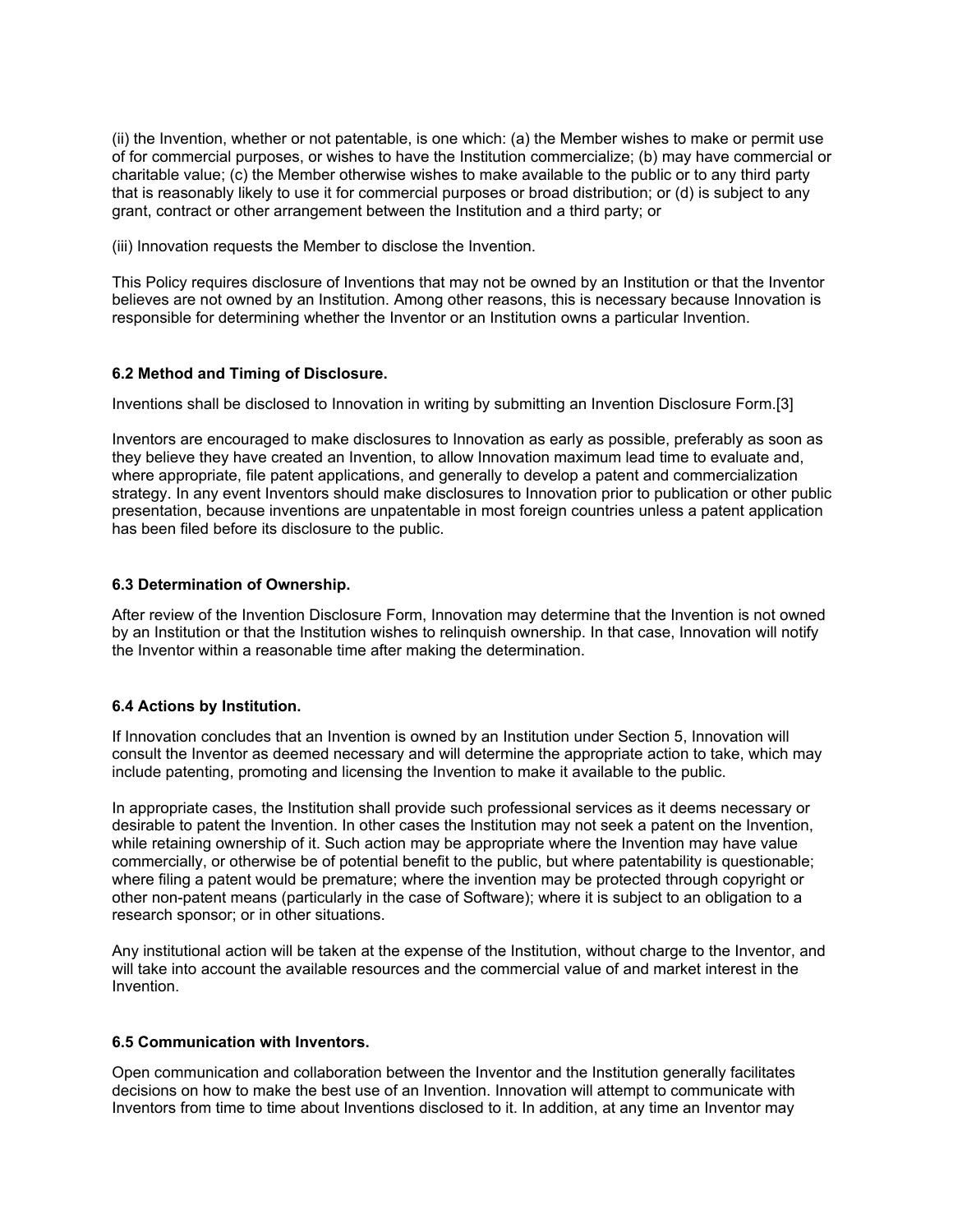(ii) the Invention, whether or not patentable, is one which: (a) the Member wishes to make or permit use of for commercial purposes, or wishes to have the Institution commercialize; (b) may have commercial or charitable value; (c) the Member otherwise wishes to make available to the public or to any third party that is reasonably likely to use it for commercial purposes or broad distribution; or (d) is subject to any grant, contract or other arrangement between the Institution and a third party; or

(iii) Innovation requests the Member to disclose the Invention.

This Policy requires disclosure of Inventions that may not be owned by an Institution or that the Inventor believes are not owned by an Institution. Among other reasons, this is necessary because Innovation is responsible for determining whether the Inventor or an Institution owns a particular Invention.

### 6.2 Method and Timing of Disclosure.

Inventions shall be disclosed to Innovation in writing by submitting an Invention Disclosure Form.[3]

Inventors are encouraged to make disclosures to Innovation as early as possible, preferably as soon as they believe they have created an Invention, to allow Innovation maximum lead time to evaluate and, where appropriate, file patent applications, and generally to develop a patent and commercialization strategy. In any event Inventors should make disclosures to Innovation prior to publication or other public presentation, because inventions are unpatentable in most foreign countries unless a patent application has been filed before its disclosure to the public.

### 6.3 Determination of Ownership.

After review of the Invention Disclosure Form, Innovation may determine that the Invention is not owned by an Institution or that the Institution wishes to relinquish ownership. In that case, Innovation will notify the Inventor within a reasonable time after making the determination.

### 6.4 Actions by Institution.

If Innovation concludes that an Invention is owned by an Institution under Section 5, Innovation will consult the Inventor as deemed necessary and will determine the appropriate action to take, which may include patenting, promoting and licensing the Invention to make it available to the public.

In appropriate cases, the Institution shall provide such professional services as it deems necessary or desirable to patent the Invention. In other cases the Institution may not seek a patent on the Invention, while retaining ownership of it. Such action may be appropriate where the Invention may have value commercially, or otherwise be of potential benefit to the public, but where patentability is questionable; where filing a patent would be premature; where the invention may be protected through copyright or other non-patent means (particularly in the case of Software); where it is subject to an obligation to a research sponsor; or in other situations.

Any institutional action will be taken at the expense of the Institution, without charge to the Inventor, and will take into account the available resources and the commercial value of and market interest in the Invention.

### 6.5 Communication with Inventors.

Open communication and collaboration between the Inventor and the Institution generally facilitates decisions on how to make the best use of an Invention. Innovation will attempt to communicate with Inventors from time to time about Inventions disclosed to it. In addition, at any time an Inventor may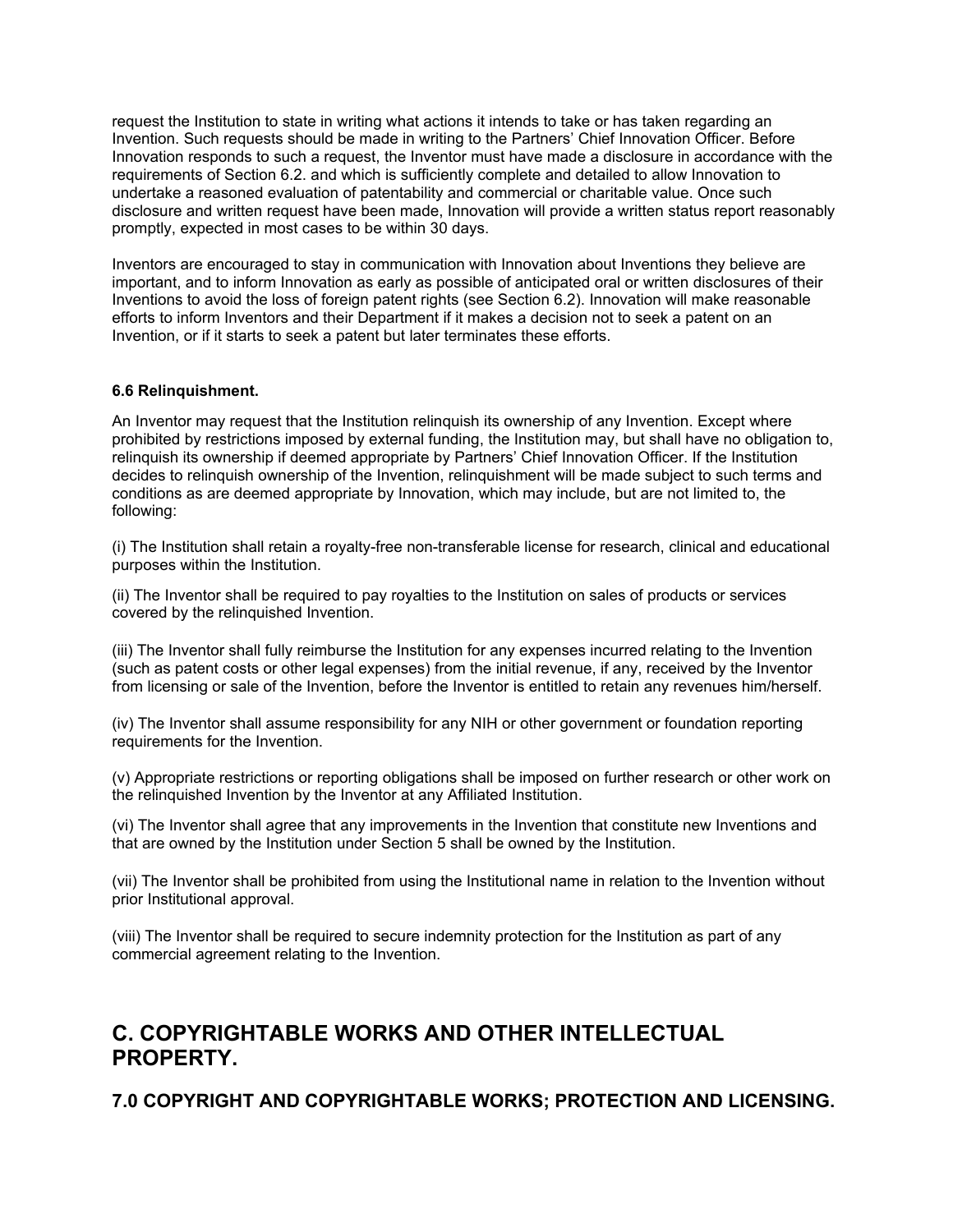request the Institution to state in writing what actions it intends to take or has taken regarding an Invention. Such requests should be made in writing to the Partners' Chief Innovation Officer. Before Innovation responds to such a request, the Inventor must have made a disclosure in accordance with the requirements of Section 6.2. and which is sufficiently complete and detailed to allow Innovation to undertake a reasoned evaluation of patentability and commercial or charitable value. Once such disclosure and written request have been made, Innovation will provide a written status report reasonably promptly, expected in most cases to be within 30 days.

Inventors are encouraged to stay in communication with Innovation about Inventions they believe are important, and to inform Innovation as early as possible of anticipated oral or written disclosures of their Inventions to avoid the loss of foreign patent rights (see Section 6.2). Innovation will make reasonable efforts to inform Inventors and their Department if it makes a decision not to seek a patent on an Invention, or if it starts to seek a patent but later terminates these efforts.

**6.6 Relinquishment.**

An Inventor may request that the Institution relinquish its ownership of any Invention. Except where prohibited by restrictions imposed by external funding, the Institution may, but shall have no obligation to, relinquish its ownership if deemed appropriate by Partners' Chief Innovation Officer. If the Institution decides to relinquish ownership of the Invention, relinquishment will be made subject to such terms and conditions as are deemed appropriate by Innovation, which may include, but are not limited to, the following:

(i) The Institution shall retain a royalty-free non-transferable license for research, clinical and educational purposes within the Institution.

(ii) The Inventor shall be required to pay royalties to the Institution on sales of products or services covered by the relinquished Invention.

(iii) The Inventor shall fully reimburse the Institution for any expenses incurred relating to the Invention (such as patent costs or other legal expenses) from the initial revenue, if any, received by the Inventor from licensing or sale of the Invention, before the Inventor is entitled to retain any revenues him/herself.

(iv) The Inventor shall assume responsibility for any NIH or other government or foundation reporting requirements for the Invention.

(v) Appropriate restrictions or reporting obligations shall be imposed on further research or other work on the relinquished Invention by the Inventor at any Affiliated Institution.

(vi) The Inventor shall agree that any improvements in the Invention that constitute new Inventions and that are owned by the Institution under Section 5 shall be owned by the Institution.

(vii) The Inventor shall be prohibited from using the Institutional name in relation to the Invention without prior Institutional approval.

(viii) The Inventor shall be required to secure indemnity protection for the Institution as part of any commercial agreement relating to the Invention.

# C. COPYRIGHTABLE WORKS AND OTHER INTELLECTUAL PROPERTY.

## 7.0 COPYRIGHT AND COPYRIGHTABLE WORKS; PROTECTION AND LICENSING.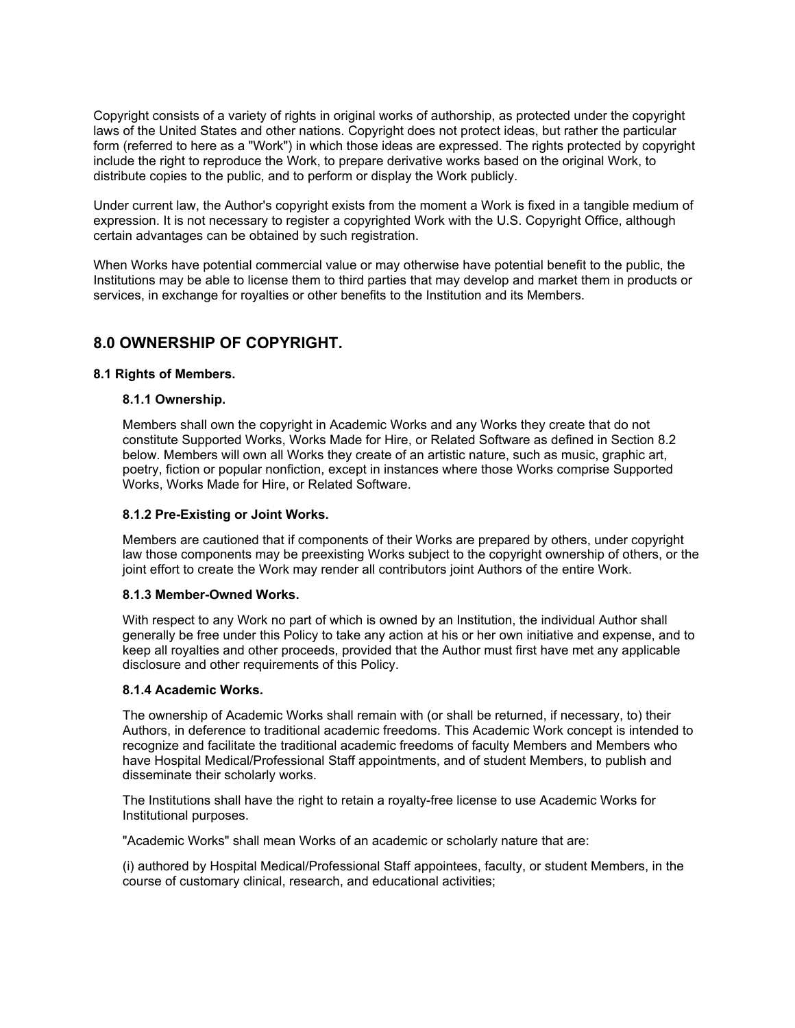Copyright consists of a variety of rights in original works of authorship, as protected under the copyright laws of the United States and other nations. Copyright does not protect ideas, but rather the particular form (referred to here as a "Work") in which those ideas are expressed. The rights protected by copyright include the right to reproduce the Work, to prepare derivative works based on the original Work, to distribute copies to the public, and to perform or display the Work publicly.

Under current law, the Author's copyright exists from the moment a Work is fixed in a tangible medium of expression. It is not necessary to register a copyrighted Work with the U.S. Copyright Office, although certain advantages can be obtained by such registration.

When Works have potential commercial value or may otherwise have potential benefit to the public, the Institutions may be able to license them to third parties that may develop and market them in products or services, in exchange for royalties or other benefits to the Institution and its Members.

## 8.0 OWNERSHIP OF COPYRIGHT.

### 8.1 Rights of Members.

#### 8.1.1 Ownership.

Members shall own the copyright in Academic Works and any Works they create that do not constitute Supported Works, Works Made for Hire, or Related Software as defined in Section 8.2 below. Members will own all Works they create of an artistic nature, such as music, graphic art, poetry, fiction or popular nonfiction, except in instances where those Works comprise Supported Works, Works Made for Hire, or Related Software.

#### 8.1.2 Pre-Existing or Joint Works.

Members are cautioned that if components of their Works are prepared by others, under copyright law those components may be preexisting Works subject to the copyright ownership of others, or the joint effort to create the Work may render all contributors joint Authors of the entire Work.

#### 8.1.3 Member-Owned Works.

With respect to any Work no part of which is owned by an Institution, the individual Author shall generally be free under this Policy to take any action at his or her own initiative and expense, and to keep all royalties and other proceeds, provided that the Author must first have met any applicable disclosure and other requirements of this Policy.

#### 8.1.4 Academic Works.

The ownership of Academic Works shall remain with (or shall be returned, if necessary, to) their Authors, in deference to traditional academic freedoms. This Academic Work concept is intended to recognize and facilitate the traditional academic freedoms of faculty Members and Members who have Hospital Medical/Professional Staff appointments, and of student Members, to publish and disseminate their scholarly works.

The Institutions shall have the right to retain a royalty-free license to use Academic Works for Institutional purposes.

"Academic Works" shall mean Works of an academic or scholarly nature that are:

(i) authored by Hospital Medical/Professional Staff appointees, faculty, or student Members, in the course of customary clinical, research, and educational activities;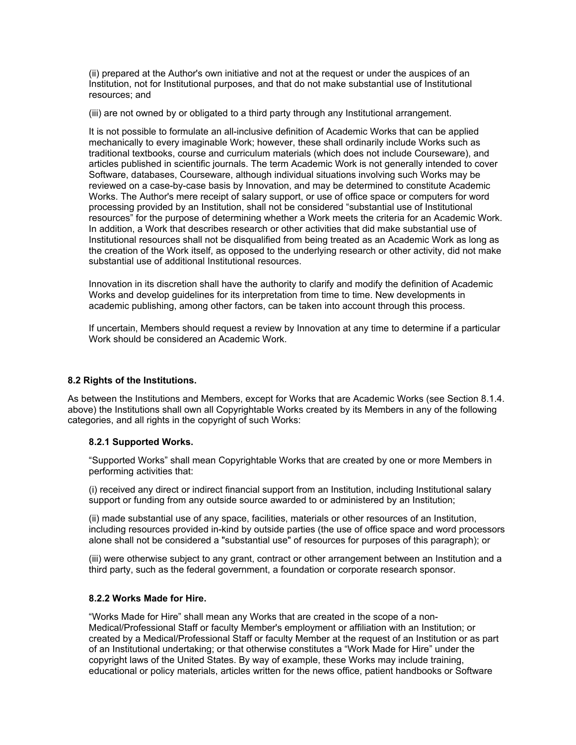(ii) prepared at the Author's own initiative and not at the request or under the auspices of an Institution, not for Institutional purposes, and that do not make substantial use of Institutional resources; and

(iii) are not owned by or obligated to a third party through any Institutional arrangement.

It is not possible to formulate an all-inclusive definition of Academic Works that can be applied mechanically to every imaginable Work; however, these shall ordinarily include Works such as traditional textbooks, course and curriculum materials (which does not include Courseware), and articles published in scientific journals. The term Academic Work is not generally intended to cover Software, databases, Courseware, although individual situations involving such Works may be reviewed on a case-by-case basis by Innovation, and may be determined to constitute Academic Works. The Author's mere receipt of salary support, or use of office space or computers for word processing provided by an Institution, shall not be considered "substantial use of Institutional resources" for the purpose of determining whether a Work meets the criteria for an Academic Work. In addition, a Work that describes research or other activities that did make substantial use of Institutional resources shall not be disqualified from being treated as an Academic Work as long as the creation of the Work itself, as opposed to the underlying research or other activity, did not make substantial use of additional Institutional resources.

Innovation in its discretion shall have the authority to clarify and modify the definition of Academic Works and develop guidelines for its interpretation from time to time. New developments in academic publishing, among other factors, can be taken into account through this process.

If uncertain, Members should request a review by Innovation at any time to determine if a particular Work should be considered an Academic Work.

### 8.2 Rights of the Institutions.

As between the Institutions and Members, except for Works that are Academic Works (see Section 8.1.4. above) the Institutions shall own all Copyrightable Works created by its Members in any of the following categories, and all rights in the copyright of such Works:

#### 8.2.1 Supported Works.

"Supported Works" shall mean Copyrightable Works that are created by one or more Members in performing activities that:

(i) received any direct or indirect financial support from an Institution, including Institutional salary support or funding from any outside source awarded to or administered by an Institution;

(ii) made substantial use of any space, facilities, materials or other resources of an Institution, including resources provided in-kind by outside parties (the use of office space and word processors alone shall not be considered a "substantial use" of resources for purposes of this paragraph); or

(iii) were otherwise subject to any grant, contract or other arrangement between an Institution and a third party, such as the federal government, a foundation or corporate research sponsor.

#### 8.2.2 Works Made for Hire.

"Works Made for Hire" shall mean any Works that are created in the scope of a non-Medical/Professional Staff or faculty Member's employment or affiliation with an Institution; or created by a Medical/Professional Staff or faculty Member at the request of an Institution or as part of an Institutional undertaking; or that otherwise constitutes a "Work Made for Hire" under the copyright laws of the United States. By way of example, these Works may include training, educational or policy materials, articles written for the news office, patient handbooks or Software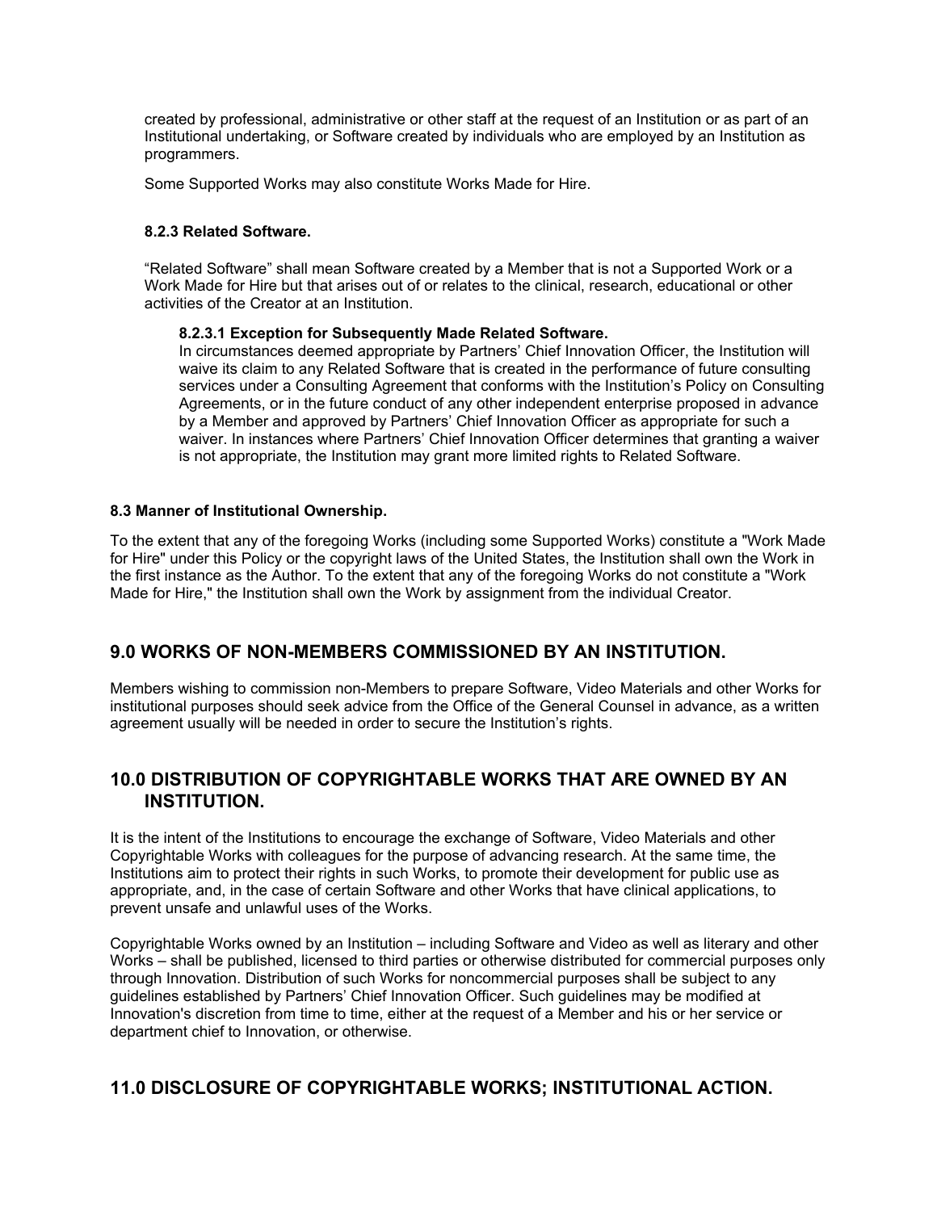created by professional, administrative or other staff at the request of an Institution or as part of an Institutional undertaking, or Software created by individuals who are employed by an Institution as programmers.

Some Supported Works may also constitute Works Made for Hire.

#### 8.2.3 Related Software.

"Related Software" shall mean Software created by a Member that is not a Supported Work or a Work Made for Hire but that arises out of or relates to the clinical, research, educational or other activities of the Creator at an Institution.

**8.2.3.1 Exception for Subsequently Made Related Software.**
In circumstances deemed appropriate by Partners' Chief Innovation Officer, the Institution will waive its claim to any Related Software that is created in the performance of future consulting services under a Consulting Agreement that conforms with the Institution's Policy on Consulting Agreements, or in the future conduct of any other independent enterprise proposed in advance by a Member and approved by Partners' Chief Innovation Officer as appropriate for such a waiver. In instances where Partners' Chief Innovation Officer determines that granting a waiver is not appropriate, the Institution may grant more limited rights to Related Software.

### 8.3 Manner of Institutional Ownership.

To the extent that any of the foregoing Works (including some Supported Works) constitute a "Work Made for Hire" under this Policy or the copyright laws of the United States, the Institution shall own the Work in the first instance as the Author. To the extent that any of the foregoing Works do not constitute a "Work Made for Hire," the Institution shall own the Work by assignment from the individual Creator.

## 9.0 WORKS OF NON-MEMBERS COMMISSIONED BY AN INSTITUTION.

Members wishing to commission non-Members to prepare Software, Video Materials and other Works for institutional purposes should seek advice from the Office of the General Counsel in advance, as a written agreement usually will be needed in order to secure the Institution's rights.

## 10.0 DISTRIBUTION OF COPYRIGHTABLE WORKS THAT ARE OWNED BY AN INSTITUTION.

It is the intent of the Institutions to encourage the exchange of Software, Video Materials and other Copyrightable Works with colleagues for the purpose of advancing research. At the same time, the Institutions aim to protect their rights in such Works, to promote their development for public use as appropriate, and, in the case of certain Software and other Works that have clinical applications, to prevent unsafe and unlawful uses of the Works.

Copyrightable Works owned by an Institution – including Software and Video as well as literary and other Works – shall be published, licensed to third parties or otherwise distributed for commercial purposes only through Innovation. Distribution of such Works for noncommercial purposes shall be subject to any guidelines established by Partners' Chief Innovation Officer. Such guidelines may be modified at Innovation's discretion from time to time, either at the request of a Member and his or her service or department chief to Innovation, or otherwise.

## 11.0 DISCLOSURE OF COPYRIGHTABLE WORKS; INSTITUTIONAL ACTION.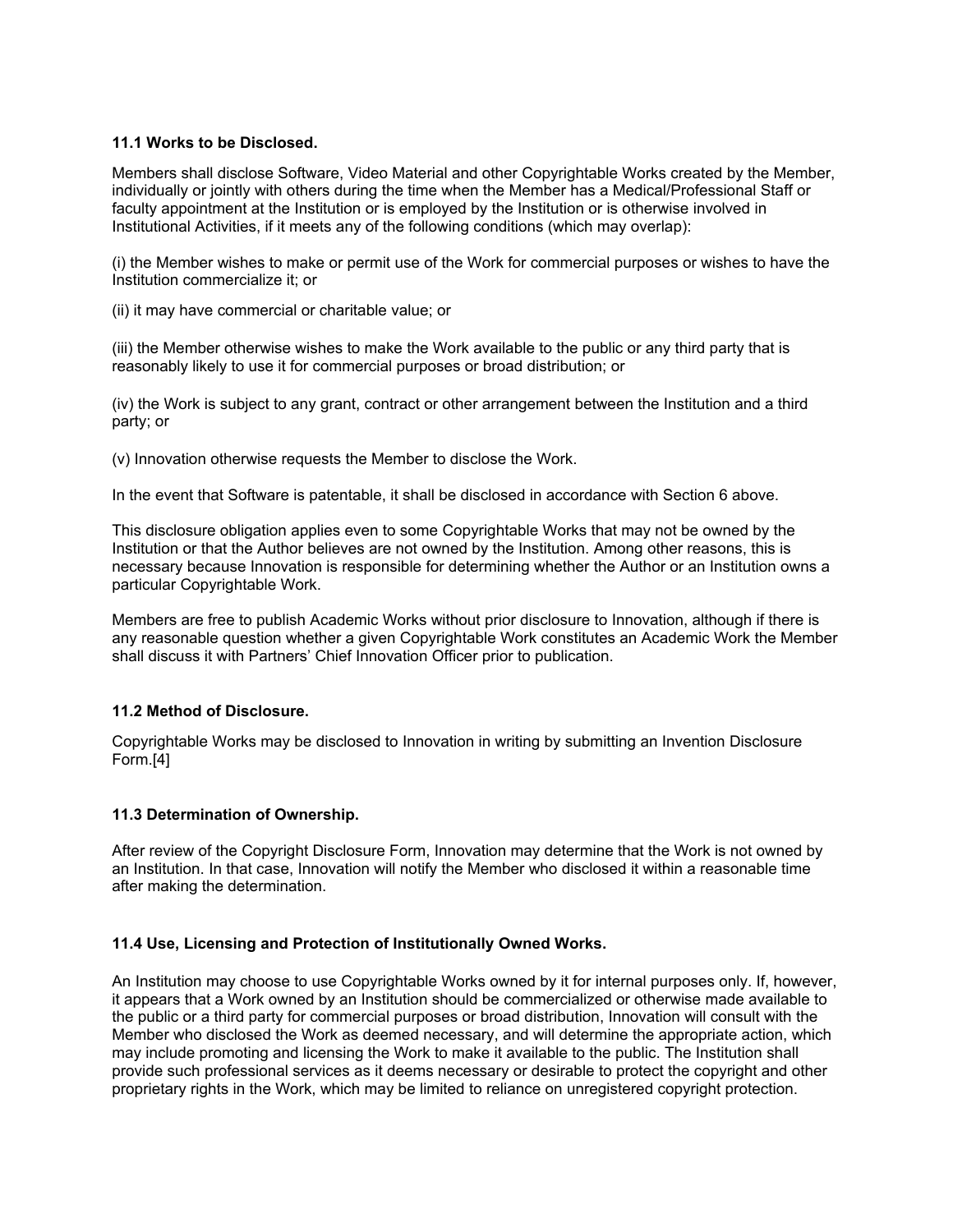### 11.1 Works to be Disclosed.

Members shall disclose Software, Video Material and other Copyrightable Works created by the Member, individually or jointly with others during the time when the Member has a Medical/Professional Staff or faculty appointment at the Institution or is employed by the Institution or is otherwise involved in Institutional Activities, if it meets any of the following conditions (which may overlap):

(i) the Member wishes to make or permit use of the Work for commercial purposes or wishes to have the Institution commercialize it; or

(ii) it may have commercial or charitable value; or

(iii) the Member otherwise wishes to make the Work available to the public or any third party that is reasonably likely to use it for commercial purposes or broad distribution; or

(iv) the Work is subject to any grant, contract or other arrangement between the Institution and a third party; or

(v) Innovation otherwise requests the Member to disclose the Work.

In the event that Software is patentable, it shall be disclosed in accordance with Section 6 above.

This disclosure obligation applies even to some Copyrightable Works that may not be owned by the Institution or that the Author believes are not owned by the Institution. Among other reasons, this is necessary because Innovation is responsible for determining whether the Author or an Institution owns a particular Copyrightable Work.

Members are free to publish Academic Works without prior disclosure to Innovation, although if there is any reasonable question whether a given Copyrightable Work constitutes an Academic Work the Member shall discuss it with Partners' Chief Innovation Officer prior to publication.

### 11.2 Method of Disclosure.

Copyrightable Works may be disclosed to Innovation in writing by submitting an Invention Disclosure Form.[4]

### 11.3 Determination of Ownership.

After review of the Copyright Disclosure Form, Innovation may determine that the Work is not owned by an Institution. In that case, Innovation will notify the Member who disclosed it within a reasonable time after making the determination.

### 11.4 Use, Licensing and Protection of Institutionally Owned Works.

An Institution may choose to use Copyrightable Works owned by it for internal purposes only. If, however, it appears that a Work owned by an Institution should be commercialized or otherwise made available to the public or a third party for commercial purposes or broad distribution, Innovation will consult with the Member who disclosed the Work as deemed necessary, and will determine the appropriate action, which may include promoting and licensing the Work to make it available to the public. The Institution shall provide such professional services as it deems necessary or desirable to protect the copyright and other proprietary rights in the Work, which may be limited to reliance on unregistered copyright protection.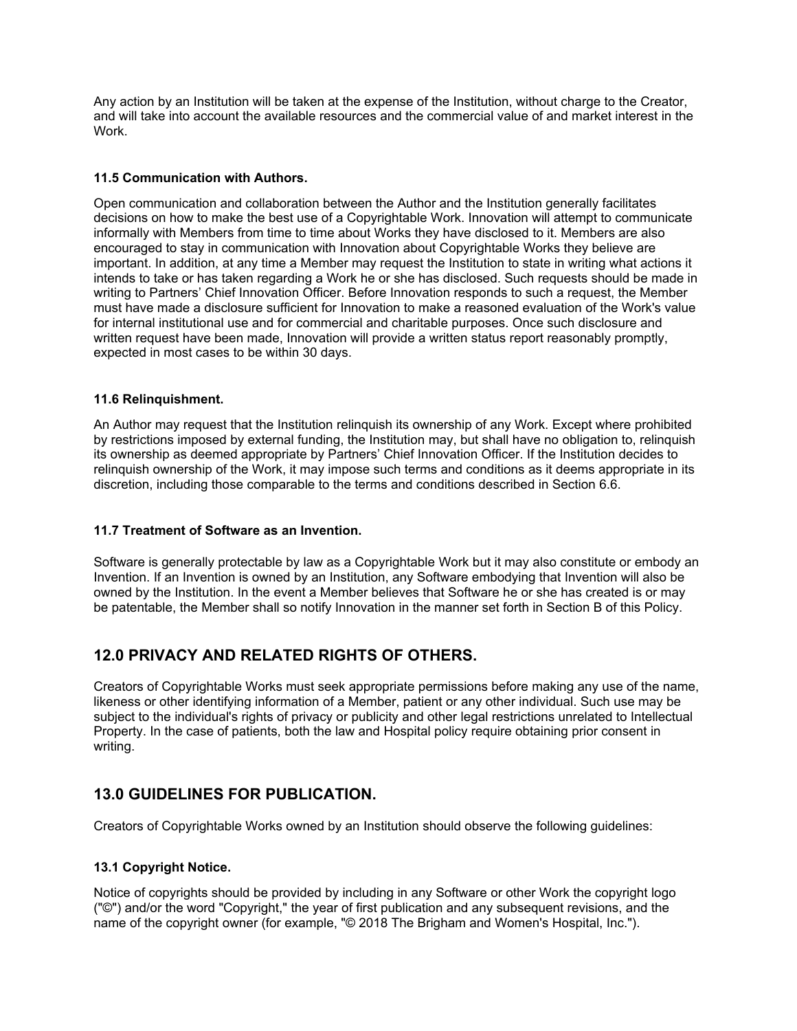Any action by an Institution will be taken at the expense of the Institution, without charge to the Creator, and will take into account the available resources and the commercial value of and market interest in the Work.

### 11.5 Communication with Authors.

Open communication and collaboration between the Author and the Institution generally facilitates decisions on how to make the best use of a Copyrightable Work. Innovation will attempt to communicate informally with Members from time to time about Works they have disclosed to it. Members are also encouraged to stay in communication with Innovation about Copyrightable Works they believe are important. In addition, at any time a Member may request the Institution to state in writing what actions it intends to take or has taken regarding a Work he or she has disclosed. Such requests should be made in writing to Partners' Chief Innovation Officer. Before Innovation responds to such a request, the Member must have made a disclosure sufficient for Innovation to make a reasoned evaluation of the Work's value for internal institutional use and for commercial and charitable purposes. Once such disclosure and written request have been made, Innovation will provide a written status report reasonably promptly, expected in most cases to be within 30 days.

### 11.6 Relinquishment.

An Author may request that the Institution relinquish its ownership of any Work. Except where prohibited by restrictions imposed by external funding, the Institution may, but shall have no obligation to, relinquish its ownership as deemed appropriate by Partners' Chief Innovation Officer. If the Institution decides to relinquish ownership of the Work, it may impose such terms and conditions as it deems appropriate in its discretion, including those comparable to the terms and conditions described in Section 6.6.

### 11.7 Treatment of Software as an Invention.

Software is generally protectable by law as a Copyrightable Work but it may also constitute or embody an Invention. If an Invention is owned by an Institution, any Software embodying that Invention will also be owned by the Institution. In the event a Member believes that Software he or she has created is or may be patentable, the Member shall so notify Innovation in the manner set forth in Section B of this Policy.

## 12.0 PRIVACY AND RELATED RIGHTS OF OTHERS.

Creators of Copyrightable Works must seek appropriate permissions before making any use of the name, likeness or other identifying information of a Member, patient or any other individual. Such use may be subject to the individual's rights of privacy or publicity and other legal restrictions unrelated to Intellectual Property. In the case of patients, both the law and Hospital policy require obtaining prior consent in writing.

## 13.0 GUIDELINES FOR PUBLICATION.

Creators of Copyrightable Works owned by an Institution should observe the following guidelines:

### 13.1 Copyright Notice.

Notice of copyrights should be provided by including in any Software or other Work the copyright logo ("©") and/or the word "Copyright," the year of first publication and any subsequent revisions, and the name of the copyright owner (for example, "© 2018 The Brigham and Women's Hospital, Inc.").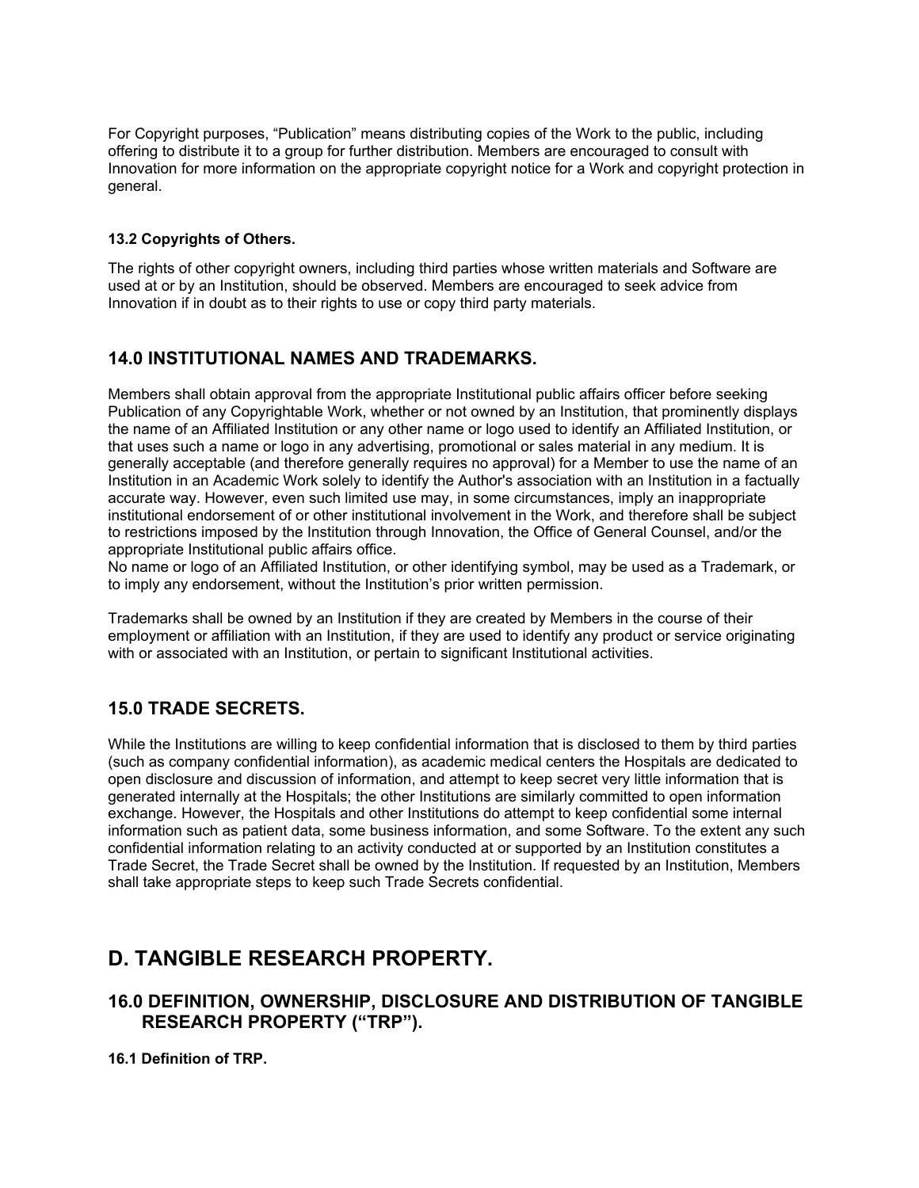For Copyright purposes, “Publication” means distributing copies of the Work to the public, including offering to distribute it to a group for further distribution. Members are encouraged to consult with Innovation for more information on the appropriate copyright notice for a Work and copyright protection in general.

#### 13.2 Copyrights of Others.

The rights of other copyright owners, including third parties whose written materials and Software are used at or by an Institution, should be observed. Members are encouraged to seek advice from Innovation if in doubt as to their rights to use or copy third party materials.

### 14.0 INSTITUTIONAL NAMES AND TRADEMARKS.

Members shall obtain approval from the appropriate Institutional public affairs officer before seeking Publication of any Copyrightable Work, whether or not owned by an Institution, that prominently displays the name of an Affiliated Institution or any other name or logo used to identify an Affiliated Institution, or that uses such a name or logo in any advertising, promotional or sales material in any medium. It is generally acceptable (and therefore generally requires no approval) for a Member to use the name of an Institution in an Academic Work solely to identify the Author's association with an Institution in a factually accurate way. However, even such limited use may, in some circumstances, imply an inappropriate institutional endorsement of or other institutional involvement in the Work, and therefore shall be subject to restrictions imposed by the Institution through Innovation, the Office of General Counsel, and/or the appropriate Institutional public affairs office.
No name or logo of an Affiliated Institution, or other identifying symbol, may be used as a Trademark, or to imply any endorsement, without the Institution’s prior written permission.

Trademarks shall be owned by an Institution if they are created by Members in the course of their employment or affiliation with an Institution, if they are used to identify any product or service originating with or associated with an Institution, or pertain to significant Institutional activities.

### 15.0 TRADE SECRETS.

While the Institutions are willing to keep confidential information that is disclosed to them by third parties (such as company confidential information), as academic medical centers the Hospitals are dedicated to open disclosure and discussion of information, and attempt to keep secret very little information that is generated internally at the Hospitals; the other Institutions are similarly committed to open information exchange. However, the Hospitals and other Institutions do attempt to keep confidential some internal information such as patient data, some business information, and some Software. To the extent any such confidential information relating to an activity conducted at or supported by an Institution constitutes a Trade Secret, the Trade Secret shall be owned by the Institution. If requested by an Institution, Members shall take appropriate steps to keep such Trade Secrets confidential.

## D. TANGIBLE RESEARCH PROPERTY.

### 16.0 DEFINITION, OWNERSHIP, DISCLOSURE AND DISTRIBUTION OF TANGIBLE RESEARCH PROPERTY (“TRP”).

#### 16.1 Definition of TRP.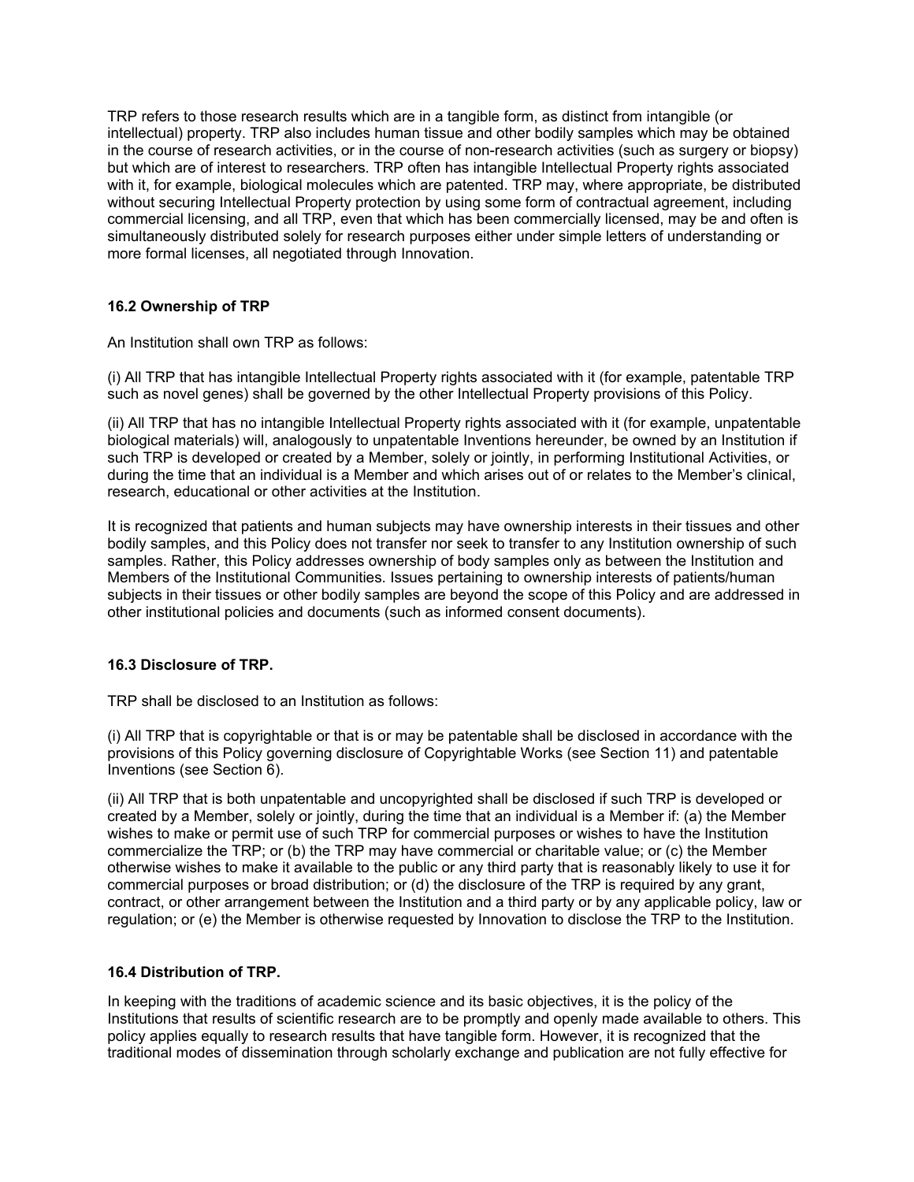TRP refers to those research results which are in a tangible form, as distinct from intangible (or intellectual) property. TRP also includes human tissue and other bodily samples which may be obtained in the course of research activities, or in the course of non-research activities (such as surgery or biopsy) but which are of interest to researchers. TRP often has intangible Intellectual Property rights associated with it, for example, biological molecules which are patented. TRP may, where appropriate, be distributed without securing Intellectual Property protection by using some form of contractual agreement, including commercial licensing, and all TRP, even that which has been commercially licensed, may be and often is simultaneously distributed solely for research purposes either under simple letters of understanding or more formal licenses, all negotiated through Innovation.

### 16.2 Ownership of TRP

An Institution shall own TRP as follows:

(i) All TRP that has intangible Intellectual Property rights associated with it (for example, patentable TRP such as novel genes) shall be governed by the other Intellectual Property provisions of this Policy.

(ii) All TRP that has no intangible Intellectual Property rights associated with it (for example, unpatentable biological materials) will, analogously to unpatentable Inventions hereunder, be owned by an Institution if such TRP is developed or created by a Member, solely or jointly, in performing Institutional Activities, or during the time that an individual is a Member and which arises out of or relates to the Member's clinical, research, educational or other activities at the Institution.

It is recognized that patients and human subjects may have ownership interests in their tissues and other bodily samples, and this Policy does not transfer nor seek to transfer to any Institution ownership of such samples. Rather, this Policy addresses ownership of body samples only as between the Institution and Members of the Institutional Communities. Issues pertaining to ownership interests of patients/human subjects in their tissues or other bodily samples are beyond the scope of this Policy and are addressed in other institutional policies and documents (such as informed consent documents).

### 16.3 Disclosure of TRP.

TRP shall be disclosed to an Institution as follows:

(i) All TRP that is copyrightable or that is or may be patentable shall be disclosed in accordance with the provisions of this Policy governing disclosure of Copyrightable Works (see Section 11) and patentable Inventions (see Section 6).

(ii) All TRP that is both unpatentable and uncopyrighted shall be disclosed if such TRP is developed or created by a Member, solely or jointly, during the time that an individual is a Member if: (a) the Member wishes to make or permit use of such TRP for commercial purposes or wishes to have the Institution commercialize the TRP; or (b) the TRP may have commercial or charitable value; or (c) the Member otherwise wishes to make it available to the public or any third party that is reasonably likely to use it for commercial purposes or broad distribution; or (d) the disclosure of the TRP is required by any grant, contract, or other arrangement between the Institution and a third party or by any applicable policy, law or regulation; or (e) the Member is otherwise requested by Innovation to disclose the TRP to the Institution.

### 16.4 Distribution of TRP.

In keeping with the traditions of academic science and its basic objectives, it is the policy of the Institutions that results of scientific research are to be promptly and openly made available to others. This policy applies equally to research results that have tangible form. However, it is recognized that the traditional modes of dissemination through scholarly exchange and publication are not fully effective for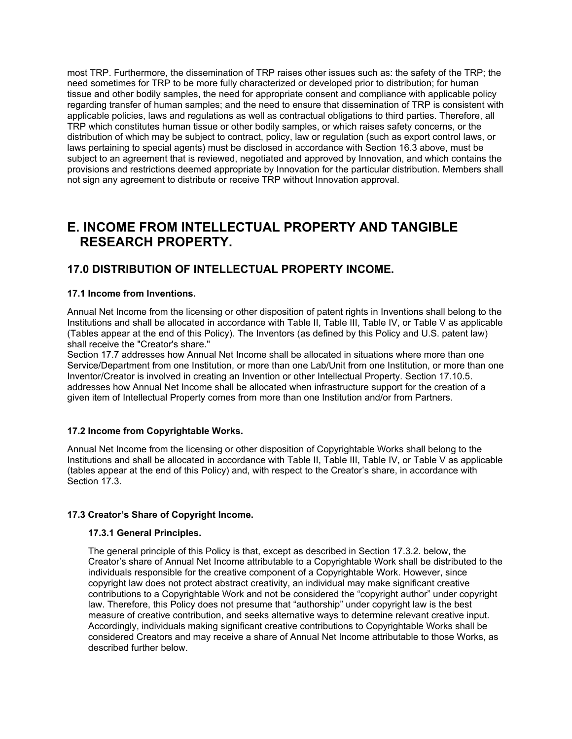most TRP. Furthermore, the dissemination of TRP raises other issues such as: the safety of the TRP; the need sometimes for TRP to be more fully characterized or developed prior to distribution; for human tissue and other bodily samples, the need for appropriate consent and compliance with applicable policy regarding transfer of human samples; and the need to ensure that dissemination of TRP is consistent with applicable policies, laws and regulations as well as contractual obligations to third parties. Therefore, all TRP which constitutes human tissue or other bodily samples, or which raises safety concerns, or the distribution of which may be subject to contract, policy, law or regulation (such as export control laws, or laws pertaining to special agents) must be disclosed in accordance with Section 16.3 above, must be subject to an agreement that is reviewed, negotiated and approved by Innovation, and which contains the provisions and restrictions deemed appropriate by Innovation for the particular distribution. Members shall not sign any agreement to distribute or receive TRP without Innovation approval.

# E. INCOME FROM INTELLECTUAL PROPERTY AND TANGIBLE RESEARCH PROPERTY.

## 17.0 DISTRIBUTION OF INTELLECTUAL PROPERTY INCOME.

### 17.1 Income from Inventions.

Annual Net Income from the licensing or other disposition of patent rights in Inventions shall belong to the Institutions and shall be allocated in accordance with Table II, Table III, Table IV, or Table V as applicable (Tables appear at the end of this Policy). The Inventors (as defined by this Policy and U.S. patent law) shall receive the "Creator's share."

Section 17.7 addresses how Annual Net Income shall be allocated in situations where more than one Service/Department from one Institution, or more than one Lab/Unit from one Institution, or more than one Inventor/Creator is involved in creating an Invention or other Intellectual Property. Section 17.10.5. addresses how Annual Net Income shall be allocated when infrastructure support for the creation of a given item of Intellectual Property comes from more than one Institution and/or from Partners.

### 17.2 Income from Copyrightable Works.

Annual Net Income from the licensing or other disposition of Copyrightable Works shall belong to the Institutions and shall be allocated in accordance with Table II, Table III, Table IV, or Table V as applicable (tables appear at the end of this Policy) and, with respect to the Creator's share, in accordance with Section 17.3.

### 17.3 Creator's Share of Copyright Income.

#### 17.3.1 General Principles.

The general principle of this Policy is that, except as described in Section 17.3.2. below, the Creator's share of Annual Net Income attributable to a Copyrightable Work shall be distributed to the individuals responsible for the creative component of a Copyrightable Work. However, since copyright law does not protect abstract creativity, an individual may make significant creative contributions to a Copyrightable Work and not be considered the "copyright author" under copyright law. Therefore, this Policy does not presume that "authorship" under copyright law is the best measure of creative contribution, and seeks alternative ways to determine relevant creative input. Accordingly, individuals making significant creative contributions to Copyrightable Works shall be considered Creators and may receive a share of Annual Net Income attributable to those Works, as described further below.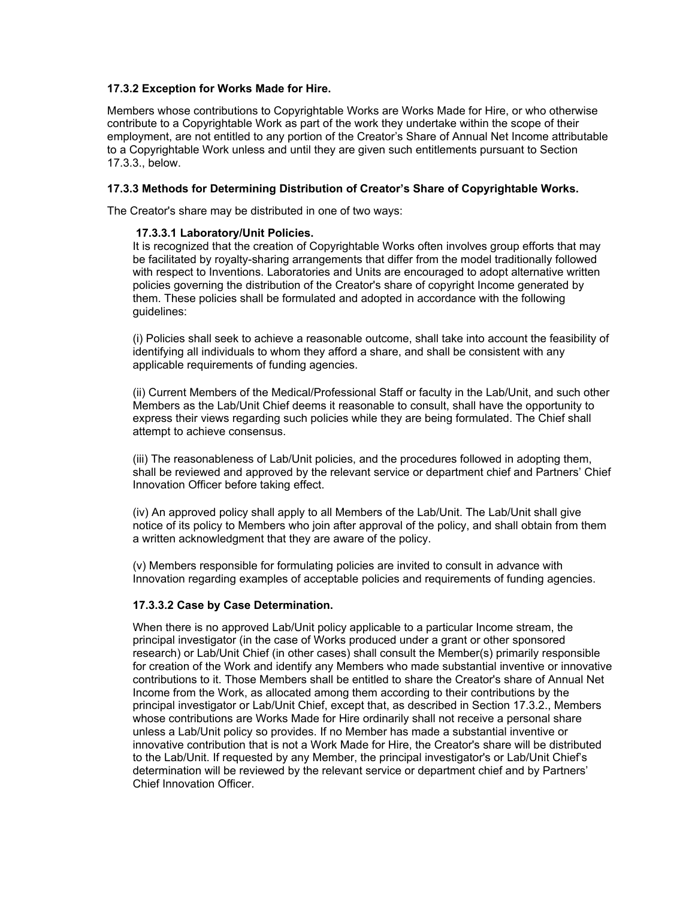#### 17.3.2 Exception for Works Made for Hire.

Members whose contributions to Copyrightable Works are Works Made for Hire, or who otherwise contribute to a Copyrightable Work as part of the work they undertake within the scope of their employment, are not entitled to any portion of the Creator's Share of Annual Net Income attributable to a Copyrightable Work unless and until they are given such entitlements pursuant to Section 17.3.3., below.

#### 17.3.3 Methods for Determining Distribution of Creator's Share of Copyrightable Works.

The Creator's share may be distributed in one of two ways:

##### 17.3.3.1 Laboratory/Unit Policies.

It is recognized that the creation of Copyrightable Works often involves group efforts that may be facilitated by royalty-sharing arrangements that differ from the model traditionally followed with respect to Inventions. Laboratories and Units are encouraged to adopt alternative written policies governing the distribution of the Creator's share of copyright Income generated by them. These policies shall be formulated and adopted in accordance with the following guidelines:

(i) Policies shall seek to achieve a reasonable outcome, shall take into account the feasibility of identifying all individuals to whom they afford a share, and shall be consistent with any applicable requirements of funding agencies.

(ii) Current Members of the Medical/Professional Staff or faculty in the Lab/Unit, and such other Members as the Lab/Unit Chief deems it reasonable to consult, shall have the opportunity to express their views regarding such policies while they are being formulated. The Chief shall attempt to achieve consensus.

(iii) The reasonableness of Lab/Unit policies, and the procedures followed in adopting them, shall be reviewed and approved by the relevant service or department chief and Partners' Chief Innovation Officer before taking effect.

(iv) An approved policy shall apply to all Members of the Lab/Unit. The Lab/Unit shall give notice of its policy to Members who join after approval of the policy, and shall obtain from them a written acknowledgment that they are aware of the policy.

(v) Members responsible for formulating policies are invited to consult in advance with Innovation regarding examples of acceptable policies and requirements of funding agencies.

##### 17.3.3.2 Case by Case Determination.

When there is no approved Lab/Unit policy applicable to a particular Income stream, the principal investigator (in the case of Works produced under a grant or other sponsored research) or Lab/Unit Chief (in other cases) shall consult the Member(s) primarily responsible for creation of the Work and identify any Members who made substantial inventive or innovative contributions to it. Those Members shall be entitled to share the Creator's share of Annual Net Income from the Work, as allocated among them according to their contributions by the principal investigator or Lab/Unit Chief, except that, as described in Section 17.3.2., Members whose contributions are Works Made for Hire ordinarily shall not receive a personal share unless a Lab/Unit policy so provides. If no Member has made a substantial inventive or innovative contribution that is not a Work Made for Hire, the Creator's share will be distributed to the Lab/Unit. If requested by any Member, the principal investigator's or Lab/Unit Chief's determination will be reviewed by the relevant service or department chief and by Partners' Chief Innovation Officer.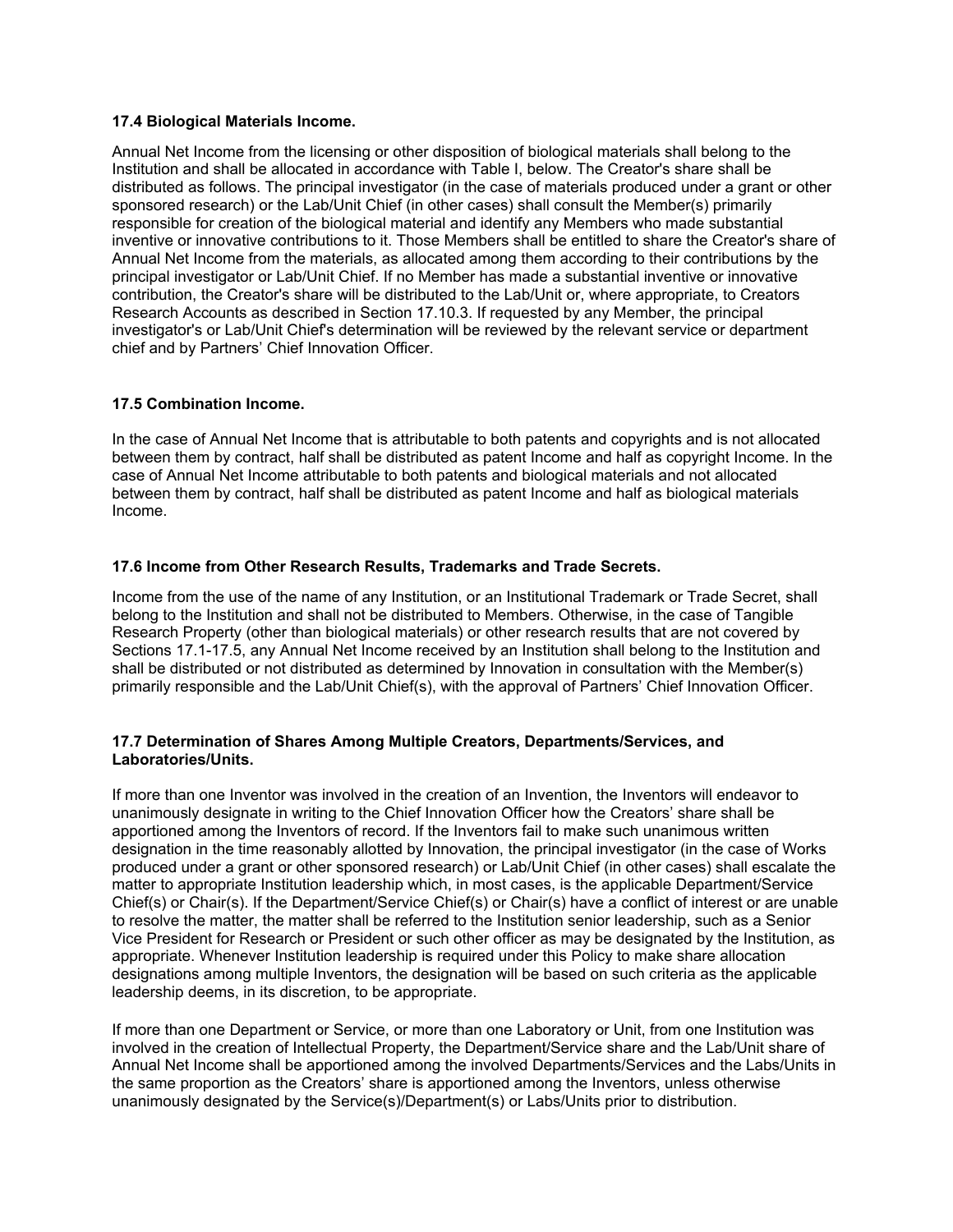### 17.4 Biological Materials Income.

Annual Net Income from the licensing or other disposition of biological materials shall belong to the Institution and shall be allocated in accordance with Table I, below. The Creator's share shall be distributed as follows. The principal investigator (in the case of materials produced under a grant or other sponsored research) or the Lab/Unit Chief (in other cases) shall consult the Member(s) primarily responsible for creation of the biological material and identify any Members who made substantial inventive or innovative contributions to it. Those Members shall be entitled to share the Creator's share of Annual Net Income from the materials, as allocated among them according to their contributions by the principal investigator or Lab/Unit Chief. If no Member has made a substantial inventive or innovative contribution, the Creator's share will be distributed to the Lab/Unit or, where appropriate, to Creators Research Accounts as described in Section 17.10.3. If requested by any Member, the principal investigator's or Lab/Unit Chief's determination will be reviewed by the relevant service or department chief and by Partners' Chief Innovation Officer.

### 17.5 Combination Income.

In the case of Annual Net Income that is attributable to both patents and copyrights and is not allocated between them by contract, half shall be distributed as patent Income and half as copyright Income. In the case of Annual Net Income attributable to both patents and biological materials and not allocated between them by contract, half shall be distributed as patent Income and half as biological materials Income.

### 17.6 Income from Other Research Results, Trademarks and Trade Secrets.

Income from the use of the name of any Institution, or an Institutional Trademark or Trade Secret, shall belong to the Institution and shall not be distributed to Members. Otherwise, in the case of Tangible Research Property (other than biological materials) or other research results that are not covered by Sections 17.1-17.5, any Annual Net Income received by an Institution shall belong to the Institution and shall be distributed or not distributed as determined by Innovation in consultation with the Member(s) primarily responsible and the Lab/Unit Chief(s), with the approval of Partners' Chief Innovation Officer.

### 17.7 Determination of Shares Among Multiple Creators, Departments/Services, and Laboratories/Units.

If more than one Inventor was involved in the creation of an Invention, the Inventors will endeavor to unanimously designate in writing to the Chief Innovation Officer how the Creators' share shall be apportioned among the Inventors of record. If the Inventors fail to make such unanimous written designation in the time reasonably allotted by Innovation, the principal investigator (in the case of Works produced under a grant or other sponsored research) or Lab/Unit Chief (in other cases) shall escalate the matter to appropriate Institution leadership which, in most cases, is the applicable Department/Service Chief(s) or Chair(s). If the Department/Service Chief(s) or Chair(s) have a conflict of interest or are unable to resolve the matter, the matter shall be referred to the Institution senior leadership, such as a Senior Vice President for Research or President or such other officer as may be designated by the Institution, as appropriate. Whenever Institution leadership is required under this Policy to make share allocation designations among multiple Inventors, the designation will be based on such criteria as the applicable leadership deems, in its discretion, to be appropriate.

If more than one Department or Service, or more than one Laboratory or Unit, from one Institution was involved in the creation of Intellectual Property, the Department/Service share and the Lab/Unit share of Annual Net Income shall be apportioned among the involved Departments/Services and the Labs/Units in the same proportion as the Creators' share is apportioned among the Inventors, unless otherwise unanimously designated by the Service(s)/Department(s) or Labs/Units prior to distribution.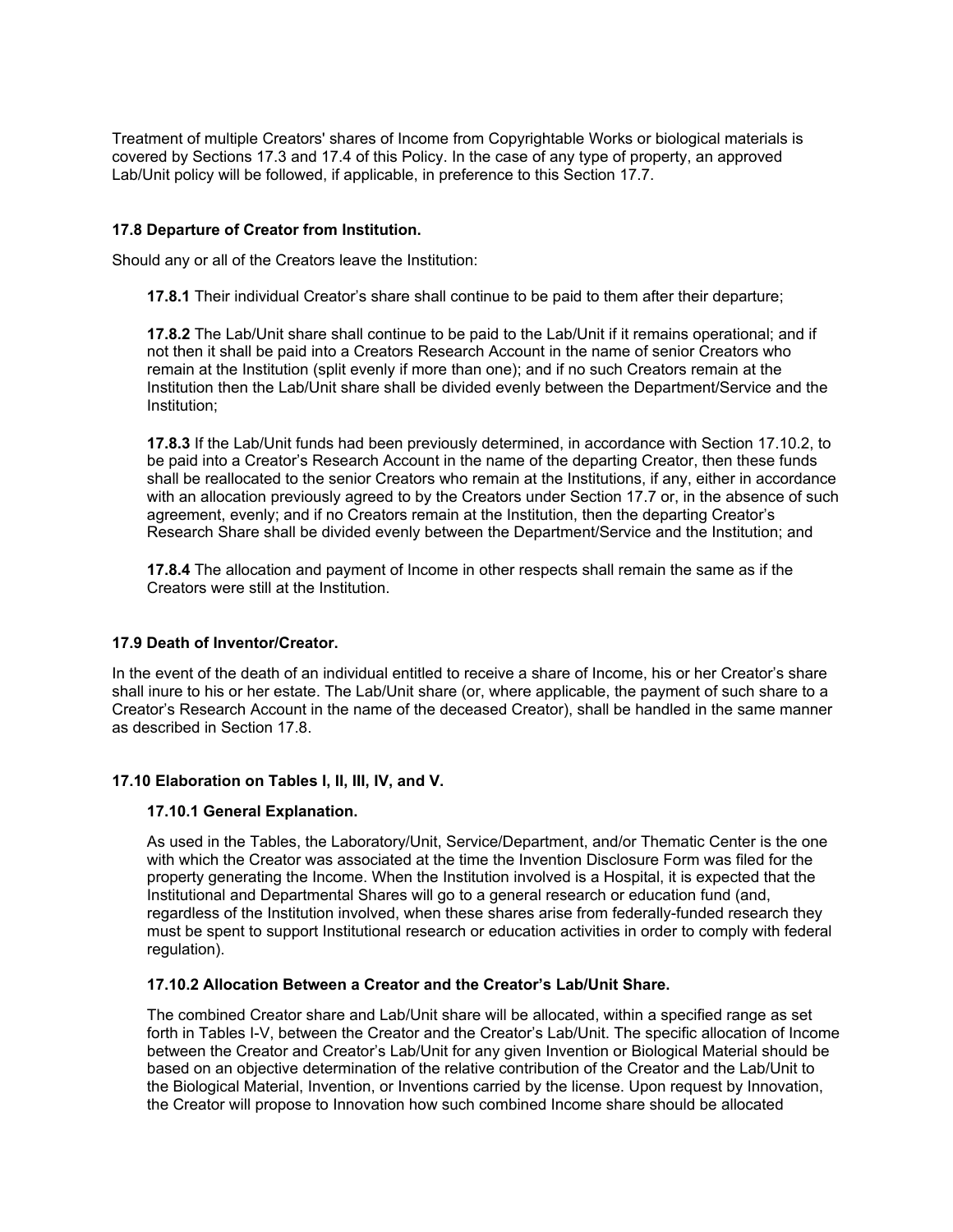Treatment of multiple Creators' shares of Income from Copyrightable Works or biological materials is covered by Sections 17.3 and 17.4 of this Policy. In the case of any type of property, an approved Lab/Unit policy will be followed, if applicable, in preference to this Section 17.7.

### 17.8 Departure of Creator from Institution.

Should any or all of the Creators leave the Institution:

**17.8.1** Their individual Creator's share shall continue to be paid to them after their departure;

**17.8.2** The Lab/Unit share shall continue to be paid to the Lab/Unit if it remains operational; and if not then it shall be paid into a Creators Research Account in the name of senior Creators who remain at the Institution (split evenly if more than one); and if no such Creators remain at the Institution then the Lab/Unit share shall be divided evenly between the Department/Service and the Institution;

**17.8.3** If the Lab/Unit funds had been previously determined, in accordance with Section 17.10.2, to be paid into a Creator's Research Account in the name of the departing Creator, then these funds shall be reallocated to the senior Creators who remain at the Institutions, if any, either in accordance with an allocation previously agreed to by the Creators under Section 17.7 or, in the absence of such agreement, evenly; and if no Creators remain at the Institution, then the departing Creator's Research Share shall be divided evenly between the Department/Service and the Institution; and

**17.8.4** The allocation and payment of Income in other respects shall remain the same as if the Creators were still at the Institution.

### 17.9 Death of Inventor/Creator.

In the event of the death of an individual entitled to receive a share of Income, his or her Creator's share shall inure to his or her estate. The Lab/Unit share (or, where applicable, the payment of such share to a Creator's Research Account in the name of the deceased Creator), shall be handled in the same manner as described in Section 17.8.

### 17.10 Elaboration on Tables I, II, III, IV, and V.

#### 17.10.1 General Explanation.

As used in the Tables, the Laboratory/Unit, Service/Department, and/or Thematic Center is the one with which the Creator was associated at the time the Invention Disclosure Form was filed for the property generating the Income. When the Institution involved is a Hospital, it is expected that the Institutional and Departmental Shares will go to a general research or education fund (and, regardless of the Institution involved, when these shares arise from federally-funded research they must be spent to support Institutional research or education activities in order to comply with federal regulation).

#### 17.10.2 Allocation Between a Creator and the Creator's Lab/Unit Share.

The combined Creator share and Lab/Unit share will be allocated, within a specified range as set forth in Tables I-V, between the Creator and the Creator's Lab/Unit. The specific allocation of Income between the Creator and Creator's Lab/Unit for any given Invention or Biological Material should be based on an objective determination of the relative contribution of the Creator and the Lab/Unit to the Biological Material, Invention, or Inventions carried by the license. Upon request by Innovation, the Creator will propose to Innovation how such combined Income share should be allocated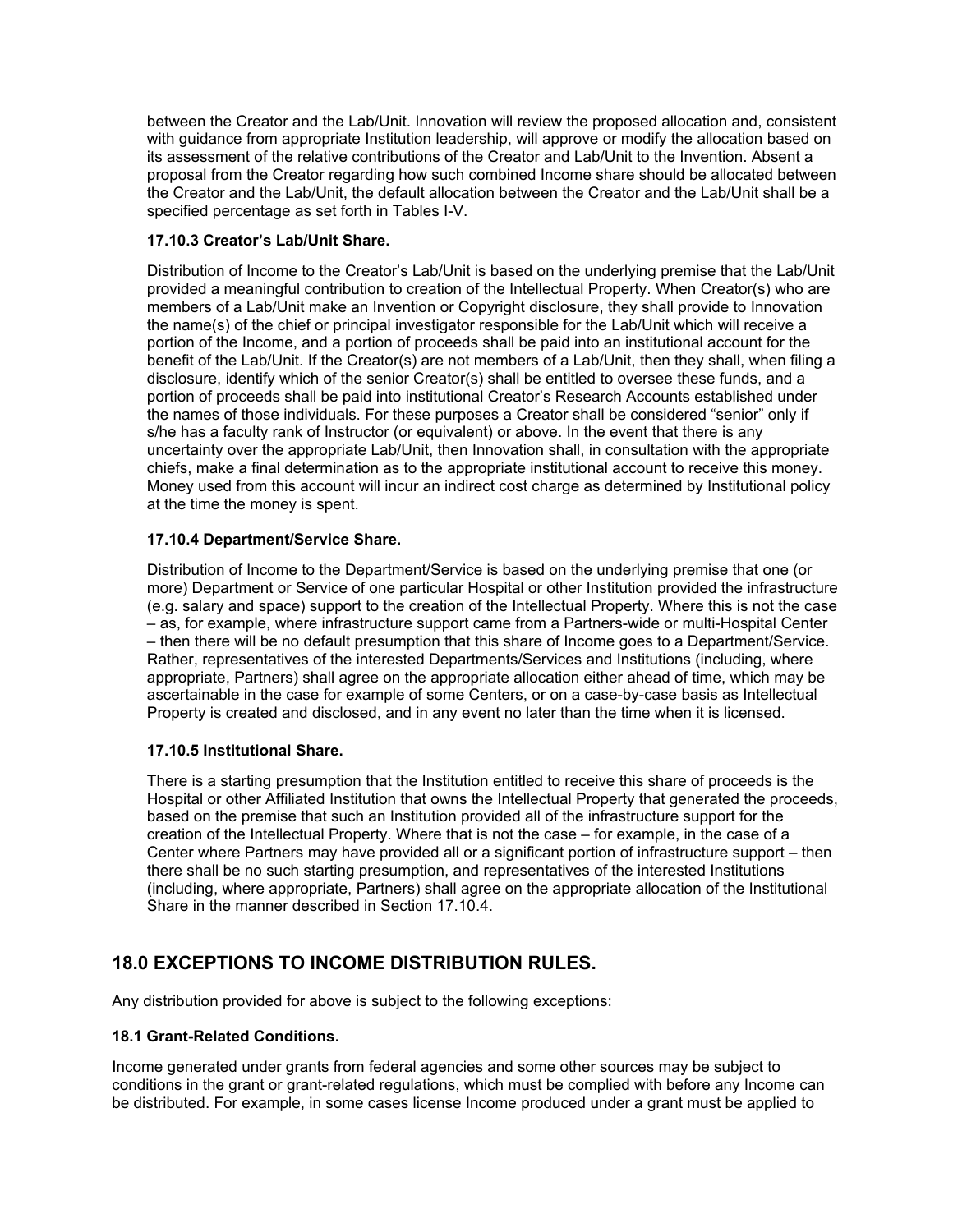between the Creator and the Lab/Unit. Innovation will review the proposed allocation and, consistent with guidance from appropriate Institution leadership, will approve or modify the allocation based on its assessment of the relative contributions of the Creator and Lab/Unit to the Invention. Absent a proposal from the Creator regarding how such combined Income share should be allocated between the Creator and the Lab/Unit, the default allocation between the Creator and the Lab/Unit shall be a specified percentage as set forth in Tables I-V.

#### 17.10.3 Creator's Lab/Unit Share.

Distribution of Income to the Creator's Lab/Unit is based on the underlying premise that the Lab/Unit provided a meaningful contribution to creation of the Intellectual Property. When Creator(s) who are members of a Lab/Unit make an Invention or Copyright disclosure, they shall provide to Innovation the name(s) of the chief or principal investigator responsible for the Lab/Unit which will receive a portion of the Income, and a portion of proceeds shall be paid into an institutional account for the benefit of the Lab/Unit. If the Creator(s) are not members of a Lab/Unit, then they shall, when filing a disclosure, identify which of the senior Creator(s) shall be entitled to oversee these funds, and a portion of proceeds shall be paid into institutional Creator's Research Accounts established under the names of those individuals. For these purposes a Creator shall be considered "senior" only if s/he has a faculty rank of Instructor (or equivalent) or above. In the event that there is any uncertainty over the appropriate Lab/Unit, then Innovation shall, in consultation with the appropriate chiefs, make a final determination as to the appropriate institutional account to receive this money. Money used from this account will incur an indirect cost charge as determined by Institutional policy at the time the money is spent.

#### 17.10.4 Department/Service Share.

Distribution of Income to the Department/Service is based on the underlying premise that one (or more) Department or Service of one particular Hospital or other Institution provided the infrastructure (e.g. salary and space) support to the creation of the Intellectual Property. Where this is not the case – as, for example, where infrastructure support came from a Partners-wide or multi-Hospital Center – then there will be no default presumption that this share of Income goes to a Department/Service. Rather, representatives of the interested Departments/Services and Institutions (including, where appropriate, Partners) shall agree on the appropriate allocation either ahead of time, which may be ascertainable in the case for example of some Centers, or on a case-by-case basis as Intellectual Property is created and disclosed, and in any event no later than the time when it is licensed.

#### 17.10.5 Institutional Share.

There is a starting presumption that the Institution entitled to receive this share of proceeds is the Hospital or other Affiliated Institution that owns the Intellectual Property that generated the proceeds, based on the premise that such an Institution provided all of the infrastructure support for the creation of the Intellectual Property. Where that is not the case – for example, in the case of a Center where Partners may have provided all or a significant portion of infrastructure support – then there shall be no such starting presumption, and representatives of the interested Institutions (including, where appropriate, Partners) shall agree on the appropriate allocation of the Institutional Share in the manner described in Section 17.10.4.

## 18.0 EXCEPTIONS TO INCOME DISTRIBUTION RULES.

Any distribution provided for above is subject to the following exceptions:

### 18.1 Grant-Related Conditions.

Income generated under grants from federal agencies and some other sources may be subject to conditions in the grant or grant-related regulations, which must be complied with before any Income can be distributed. For example, in some cases license Income produced under a grant must be applied to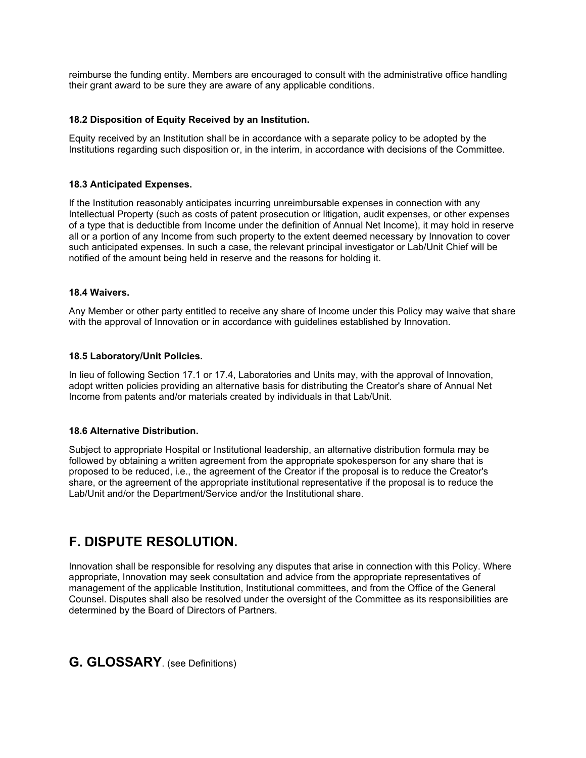reimburse the funding entity. Members are encouraged to consult with the administrative office handling their grant award to be sure they are aware of any applicable conditions.

### 18.2 Disposition of Equity Received by an Institution.

Equity received by an Institution shall be in accordance with a separate policy to be adopted by the Institutions regarding such disposition or, in the interim, in accordance with decisions of the Committee.

### 18.3 Anticipated Expenses.

If the Institution reasonably anticipates incurring unreimbursable expenses in connection with any Intellectual Property (such as costs of patent prosecution or litigation, audit expenses, or other expenses of a type that is deductible from Income under the definition of Annual Net Income), it may hold in reserve all or a portion of any Income from such property to the extent deemed necessary by Innovation to cover such anticipated expenses. In such a case, the relevant principal investigator or Lab/Unit Chief will be notified of the amount being held in reserve and the reasons for holding it.

### 18.4 Waivers.

Any Member or other party entitled to receive any share of Income under this Policy may waive that share with the approval of Innovation or in accordance with guidelines established by Innovation.

### 18.5 Laboratory/Unit Policies.

In lieu of following Section 17.1 or 17.4, Laboratories and Units may, with the approval of Innovation, adopt written policies providing an alternative basis for distributing the Creator's share of Annual Net Income from patents and/or materials created by individuals in that Lab/Unit.

### 18.6 Alternative Distribution.

Subject to appropriate Hospital or Institutional leadership, an alternative distribution formula may be followed by obtaining a written agreement from the appropriate spokesperson for any share that is proposed to be reduced, i.e., the agreement of the Creator if the proposal is to reduce the Creator's share, or the agreement of the appropriate institutional representative if the proposal is to reduce the Lab/Unit and/or the Department/Service and/or the Institutional share.

## F. DISPUTE RESOLUTION.

Innovation shall be responsible for resolving any disputes that arise in connection with this Policy. Where appropriate, Innovation may seek consultation and advice from the appropriate representatives of management of the applicable Institution, Institutional committees, and from the Office of the General Counsel. Disputes shall also be resolved under the oversight of the Committee as its responsibilities are determined by the Board of Directors of Partners.

## G. GLOSSARY. (see Definitions)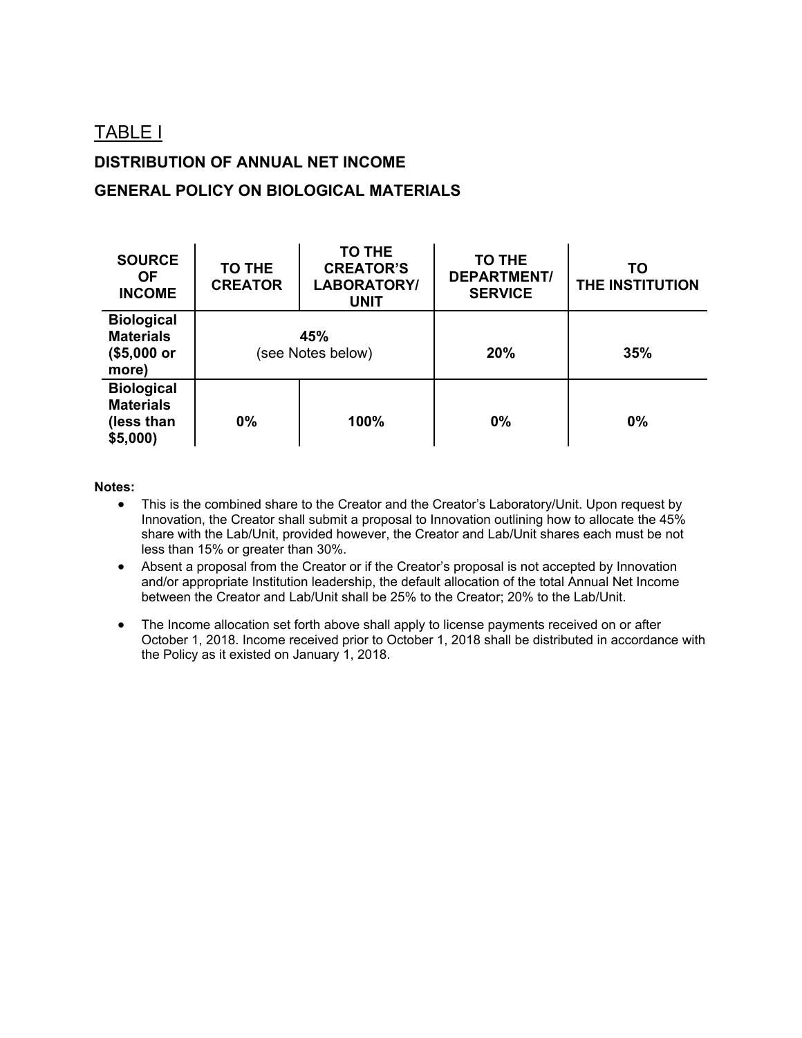## TABLE I

### DISTRIBUTION OF ANNUAL NET INCOME

### GENERAL POLICY ON BIOLOGICAL MATERIALS

| SOURCE OF INCOME | TO THE CREATOR | TO THE CREATOR'S LABORATORY/ UNIT | TO THE DEPARTMENT/ SERVICE | TO THE INSTITUTION |
|---|---|---|---|---|
| **Biological Materials ($5,000 or more)** | **45%** (see Notes below) | | **20%** | **35%** |
| **Biological Materials (less than $5,000)** | **0%** | **100%** | **0%** | **0%** |

**Notes:**

- This is the combined share to the Creator and the Creator's Laboratory/Unit. Upon request by Innovation, the Creator shall submit a proposal to Innovation outlining how to allocate the 45% share with the Lab/Unit, provided however, the Creator and Lab/Unit shares each must be not less than 15% or greater than 30%.
- Absent a proposal from the Creator or if the Creator's proposal is not accepted by Innovation and/or appropriate Institution leadership, the default allocation of the total Annual Net Income between the Creator and Lab/Unit shall be 25% to the Creator; 20% to the Lab/Unit.
- The Income allocation set forth above shall apply to license payments received on or after October 1, 2018. Income received prior to October 1, 2018 shall be distributed in accordance with the Policy as it existed on January 1, 2018.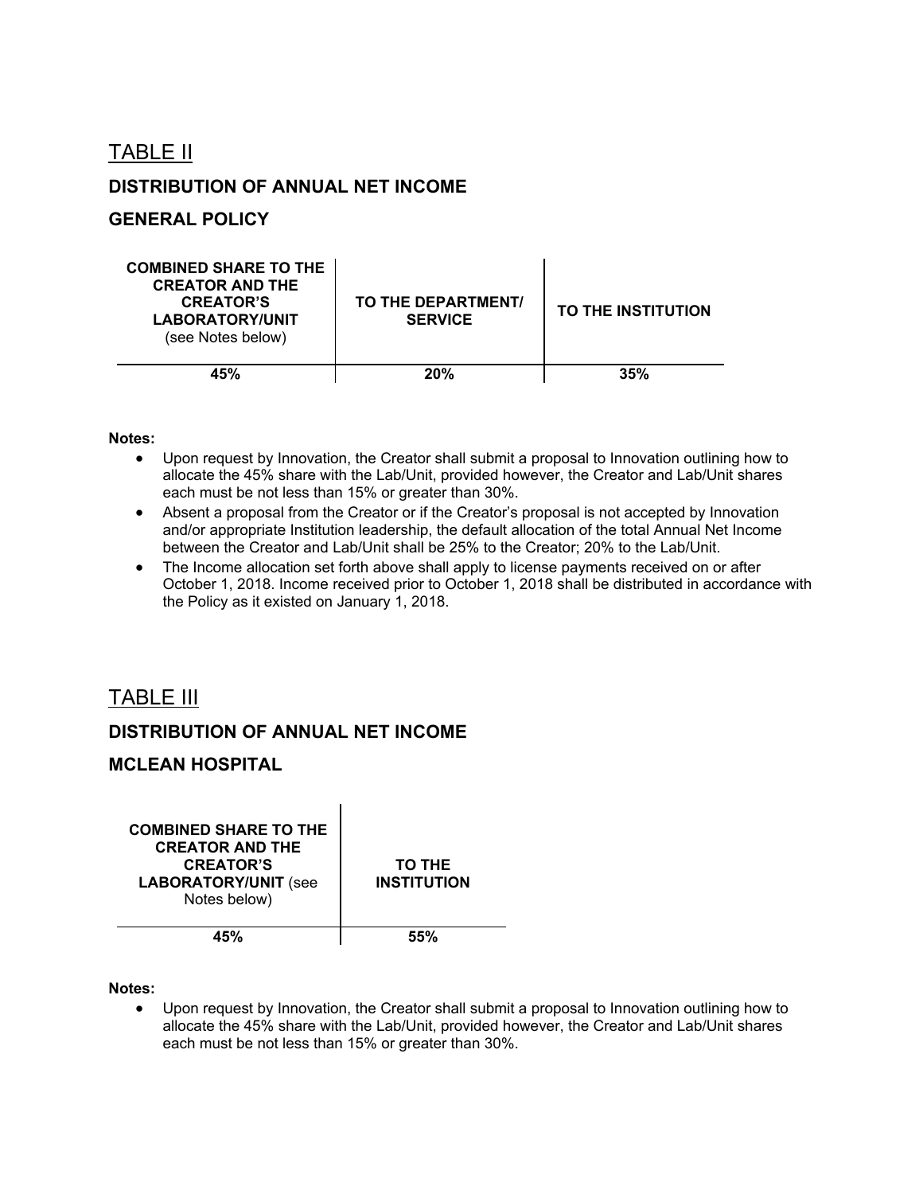## TABLE II

### DISTRIBUTION OF ANNUAL NET INCOME

### GENERAL POLICY

| **COMBINED SHARE TO THE CREATOR AND THE CREATOR'S LABORATORY/UNIT** (see Notes below) | **TO THE DEPARTMENT/ SERVICE** | **TO THE INSTITUTION** |
|---|---|---|
| **45%** | **20%** | **35%** |

**Notes:**

- Upon request by Innovation, the Creator shall submit a proposal to Innovation outlining how to allocate the 45% share with the Lab/Unit, provided however, the Creator and Lab/Unit shares each must be not less than 15% or greater than 30%.
- Absent a proposal from the Creator or if the Creator's proposal is not accepted by Innovation and/or appropriate Institution leadership, the default allocation of the total Annual Net Income between the Creator and Lab/Unit shall be 25% to the Creator; 20% to the Lab/Unit.
- The Income allocation set forth above shall apply to license payments received on or after October 1, 2018. Income received prior to October 1, 2018 shall be distributed in accordance with the Policy as it existed on January 1, 2018.

## TABLE III

### DISTRIBUTION OF ANNUAL NET INCOME

### MCLEAN HOSPITAL

| **COMBINED SHARE TO THE CREATOR AND THE CREATOR'S LABORATORY/UNIT** (see Notes below) | **TO THE INSTITUTION** |
|---|---|
| **45%** | **55%** |

**Notes:**

- Upon request by Innovation, the Creator shall submit a proposal to Innovation outlining how to allocate the 45% share with the Lab/Unit, provided however, the Creator and Lab/Unit shares each must be not less than 15% or greater than 30%.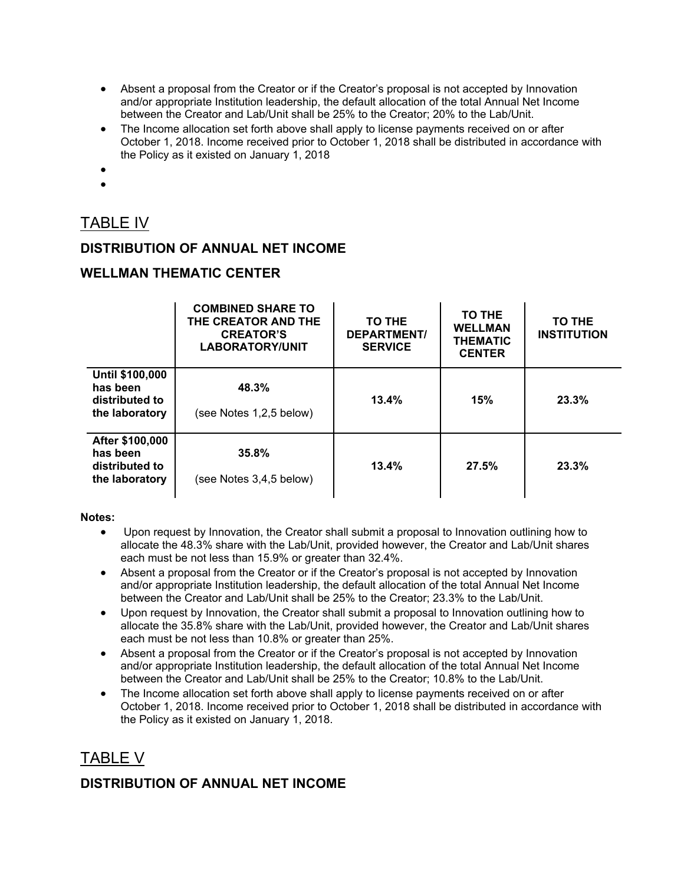- Absent a proposal from the Creator or if the Creator's proposal is not accepted by Innovation and/or appropriate Institution leadership, the default allocation of the total Annual Net Income between the Creator and Lab/Unit shall be 25% to the Creator; 20% to the Lab/Unit.
- The Income allocation set forth above shall apply to license payments received on or after October 1, 2018. Income received prior to October 1, 2018 shall be distributed in accordance with the Policy as it existed on January 1, 2018

## TABLE IV

### DISTRIBUTION OF ANNUAL NET INCOME

### WELLMAN THEMATIC CENTER

| | COMBINED SHARE TO THE CREATOR AND THE CREATOR'S LABORATORY/UNIT | TO THE DEPARTMENT/ SERVICE | TO THE WELLMAN THEMATIC CENTER | TO THE INSTITUTION |
|---|---|---|---|---|
| **Until $100,000 has been distributed to the laboratory** | **48.3%** (see Notes 1,2,5 below) | **13.4%** | **15%** | **23.3%** |
| **After $100,000 has been distributed to the laboratory** | **35.8%** (see Notes 3,4,5 below) | **13.4%** | **27.5%** | **23.3%** |

**Notes:**

- Upon request by Innovation, the Creator shall submit a proposal to Innovation outlining how to allocate the 48.3% share with the Lab/Unit, provided however, the Creator and Lab/Unit shares each must be not less than 15.9% or greater than 32.4%.
- Absent a proposal from the Creator or if the Creator's proposal is not accepted by Innovation and/or appropriate Institution leadership, the default allocation of the total Annual Net Income between the Creator and Lab/Unit shall be 25% to the Creator; 23.3% to the Lab/Unit.
- Upon request by Innovation, the Creator shall submit a proposal to Innovation outlining how to allocate the 35.8% share with the Lab/Unit, provided however, the Creator and Lab/Unit shares each must be not less than 10.8% or greater than 25%.
- Absent a proposal from the Creator or if the Creator's proposal is not accepted by Innovation and/or appropriate Institution leadership, the default allocation of the total Annual Net Income between the Creator and Lab/Unit shall be 25% to the Creator; 10.8% to the Lab/Unit.
- The Income allocation set forth above shall apply to license payments received on or after October 1, 2018. Income received prior to October 1, 2018 shall be distributed in accordance with the Policy as it existed on January 1, 2018.

## TABLE V

### DISTRIBUTION OF ANNUAL NET INCOME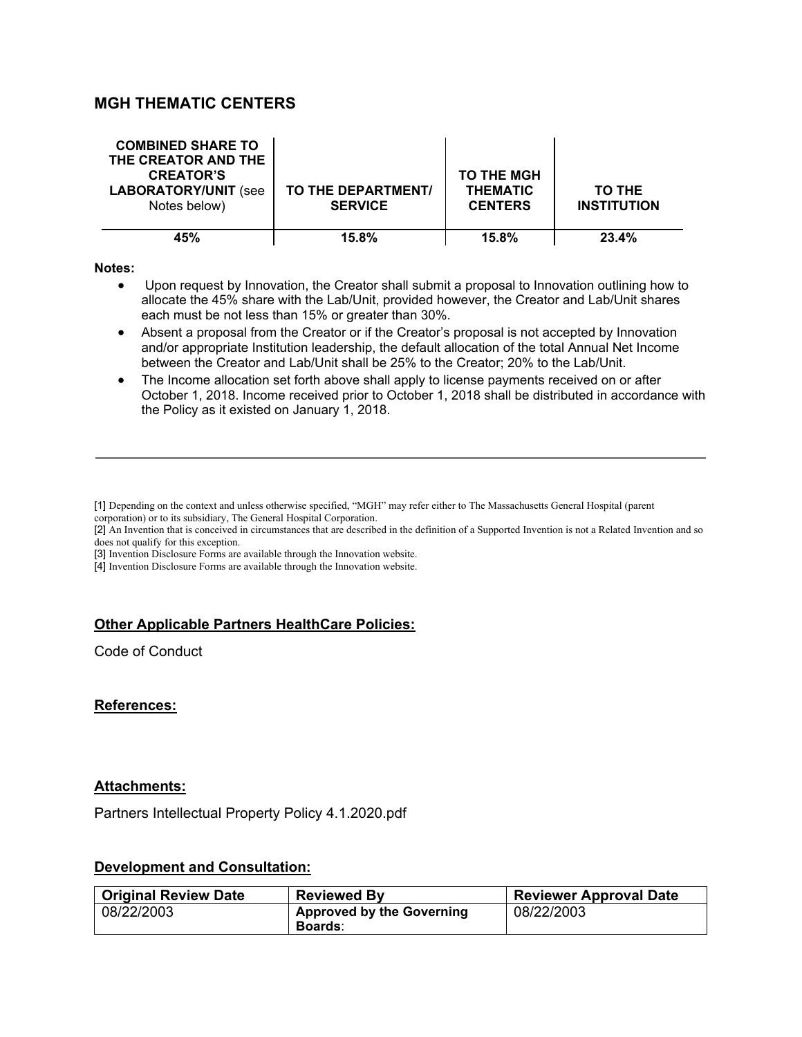## MGH THEMATIC CENTERS

| COMBINED SHARE TO THE CREATOR AND THE CREATOR'S LABORATORY/UNIT (see Notes below) | TO THE DEPARTMENT/ SERVICE | TO THE MGH THEMATIC CENTERS | TO THE INSTITUTION |
|---|---|---|---|
| 45% | 15.8% | 15.8% | 23.4% |

**Notes:**

- Upon request by Innovation, the Creator shall submit a proposal to Innovation outlining how to allocate the 45% share with the Lab/Unit, provided however, the Creator and Lab/Unit shares each must be not less than 15% or greater than 30%.
- Absent a proposal from the Creator or if the Creator's proposal is not accepted by Innovation and/or appropriate Institution leadership, the default allocation of the total Annual Net Income between the Creator and Lab/Unit shall be 25% to the Creator; 20% to the Lab/Unit.
- The Income allocation set forth above shall apply to license payments received on or after October 1, 2018. Income received prior to October 1, 2018 shall be distributed in accordance with the Policy as it existed on January 1, 2018.

---

[1] Depending on the context and unless otherwise specified, "MGH" may refer either to The Massachusetts General Hospital (parent corporation) or to its subsidiary, The General Hospital Corporation.

[2] An Invention that is conceived in circumstances that are described in the definition of a Supported Invention is not a Related Invention and so does not qualify for this exception.

[3] Invention Disclosure Forms are available through the Innovation website.

[4] Invention Disclosure Forms are available through the Innovation website.

### Other Applicable Partners HealthCare Policies:

Code of Conduct

### References:

### Attachments:

Partners Intellectual Property Policy 4.1.2020.pdf

### Development and Consultation:

| Original Review Date | Reviewed By | Reviewer Approval Date |
|---|---|---|
| 08/22/2003 | **Approved by the Governing Boards**: | 08/22/2003 |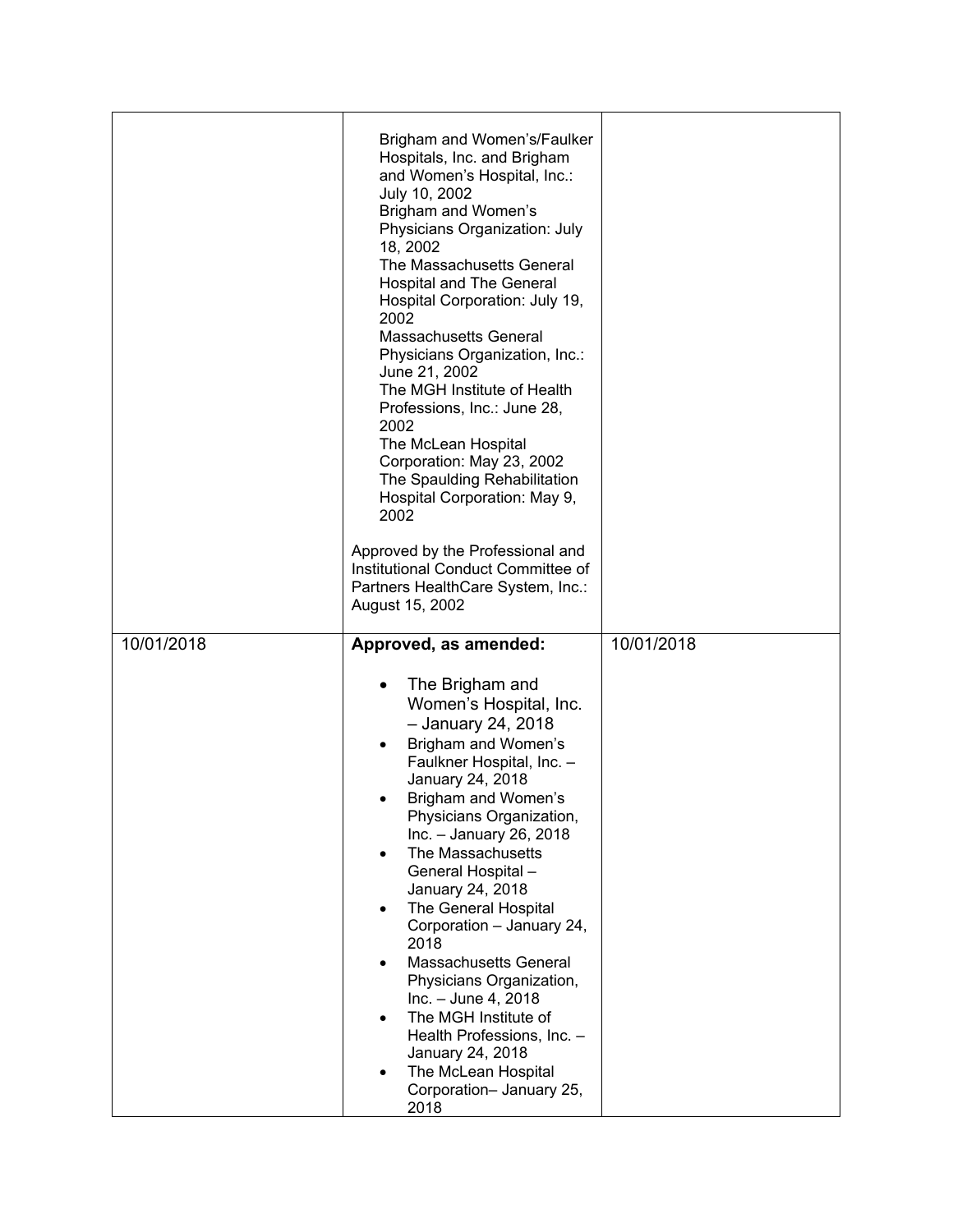| | | |
|---|---|---|
| | Brigham and Women's/Faulker Hospitals, Inc. and Brigham and Women's Hospital, Inc.: July 10, 2002<br>Brigham and Women's Physicians Organization: July 18, 2002<br>The Massachusetts General Hospital and The General Hospital Corporation: July 19, 2002<br>Massachusetts General Physicians Organization, Inc.: June 21, 2002<br>The MGH Institute of Health Professions, Inc.: June 28, 2002<br>The McLean Hospital Corporation: May 23, 2002<br>The Spaulding Rehabilitation Hospital Corporation: May 9, 2002<br><br>Approved by the Professional and Institutional Conduct Committee of Partners HealthCare System, Inc.: August 15, 2002 | |
| 10/01/2018 | **Approved, as amended:**<br><br>• The Brigham and Women's Hospital, Inc. – January 24, 2018<br>• Brigham and Women's Faulkner Hospital, Inc. – January 24, 2018<br>• Brigham and Women's Physicians Organization, Inc. – January 26, 2018<br>• The Massachusetts General Hospital – January 24, 2018<br>• The General Hospital Corporation – January 24, 2018<br>• Massachusetts General Physicians Organization, Inc. – June 4, 2018<br>• The MGH Institute of Health Professions, Inc. – January 24, 2018<br>• The McLean Hospital Corporation– January 25, 2018 | 10/01/2018 |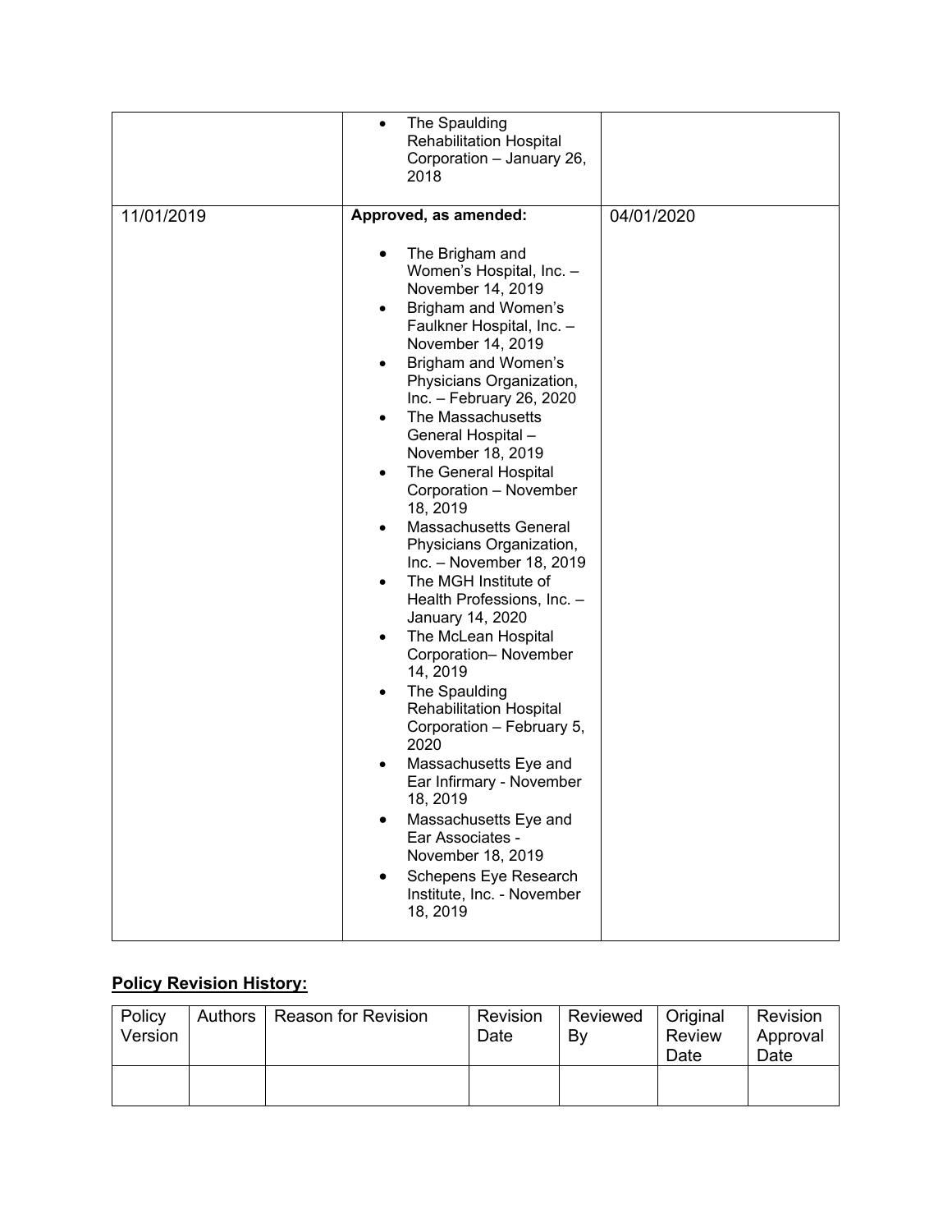| | | |
|---|---|---|
| | • The Spaulding Rehabilitation Hospital Corporation – January 26, 2018 | |
| 11/01/2019 | **Approved, as amended:**<br><br>• The Brigham and Women's Hospital, Inc. – November 14, 2019<br>• Brigham and Women's Faulkner Hospital, Inc. – November 14, 2019<br>• Brigham and Women's Physicians Organization, Inc. – February 26, 2020<br>• The Massachusetts General Hospital – November 18, 2019<br>• The General Hospital Corporation – November 18, 2019<br>• Massachusetts General Physicians Organization, Inc. – November 18, 2019<br>• The MGH Institute of Health Professions, Inc. – January 14, 2020<br>• The McLean Hospital Corporation– November 14, 2019<br>• The Spaulding Rehabilitation Hospital Corporation – February 5, 2020<br>• Massachusetts Eye and Ear Infirmary - November 18, 2019<br>• Massachusetts Eye and Ear Associates - November 18, 2019<br>• Schepens Eye Research Institute, Inc. - November 18, 2019 | 04/01/2020 |

**Policy Revision History:**

| Policy Version | Authors | Reason for Revision | Revision Date | Reviewed By | Original Review Date | Revision Approval Date |
|---|---|---|---|---|---|---|
| | | | | | | |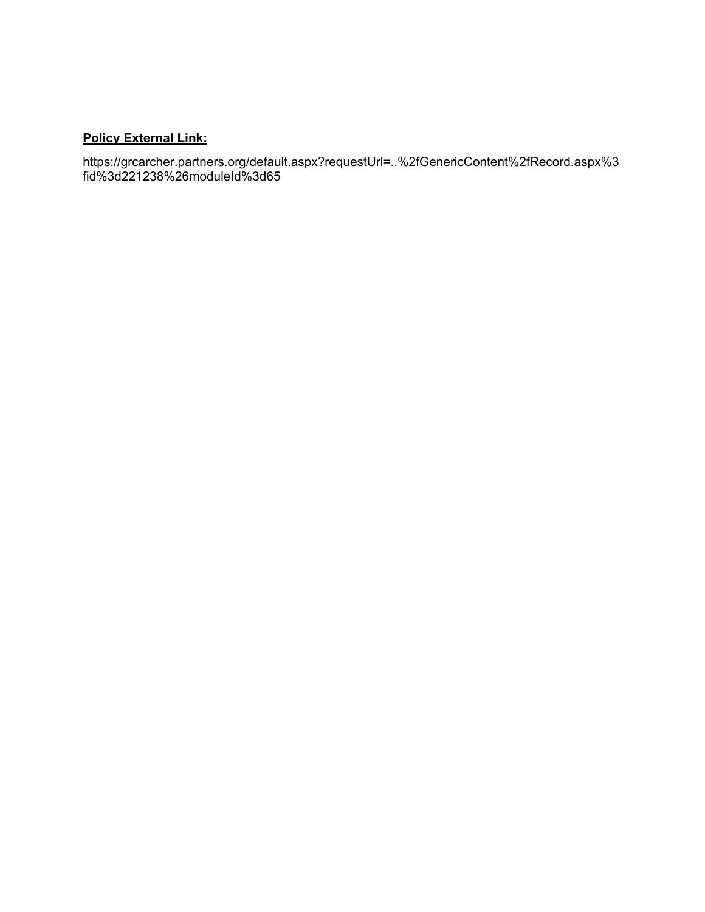**Policy External Link:**

https://grcarcher.partners.org/default.aspx?requestUrl=..%2fGenericContent%2fRecord.aspx%3fid%3d221238%26moduleId%3d65